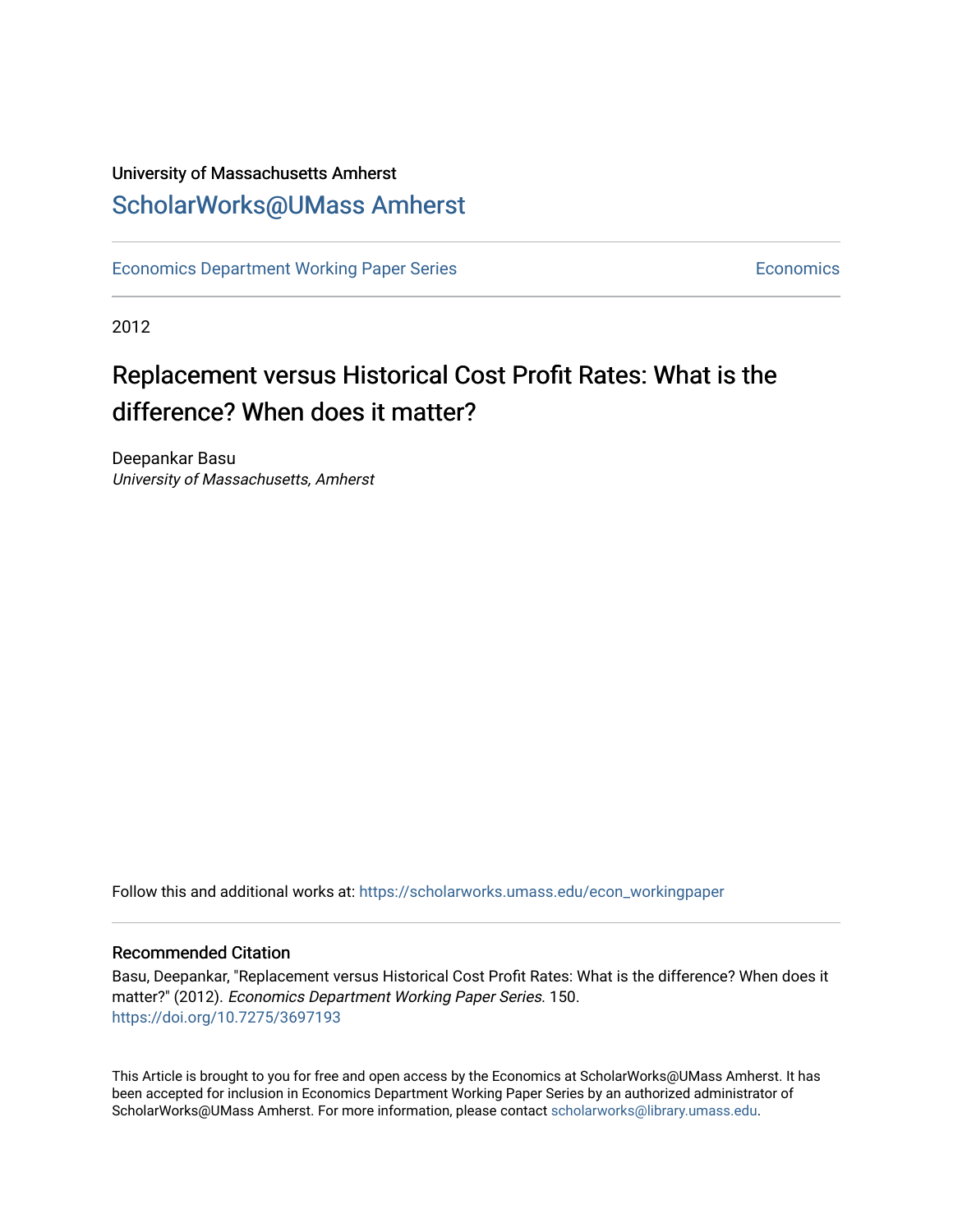University of Massachusetts Amherst

ScholarWorks@UMass Amherst

Economics Department Working Paper Series

Economics

2012

# Replacement versus Historical Cost Profit Rates: What is the difference? When does it matter?

Deepankar Basu

*University of Massachusetts, Amherst*

Follow this and additional works at: https://scholarworks.umass.edu/econ_workingpaper

## Recommended Citation

Basu, Deepankar, "Replacement versus Historical Cost Profit Rates: What is the difference? When does it matter?" (2012). *Economics Department Working Paper Series*. 150.

https://doi.org/10.7275/3697193

This Article is brought to you for free and open access by the Economics at ScholarWorks@UMass Amherst. It has been accepted for inclusion in Economics Department Working Paper Series by an authorized administrator of ScholarWorks@UMass Amherst. For more information, please contact scholarworks@library.umass.edu.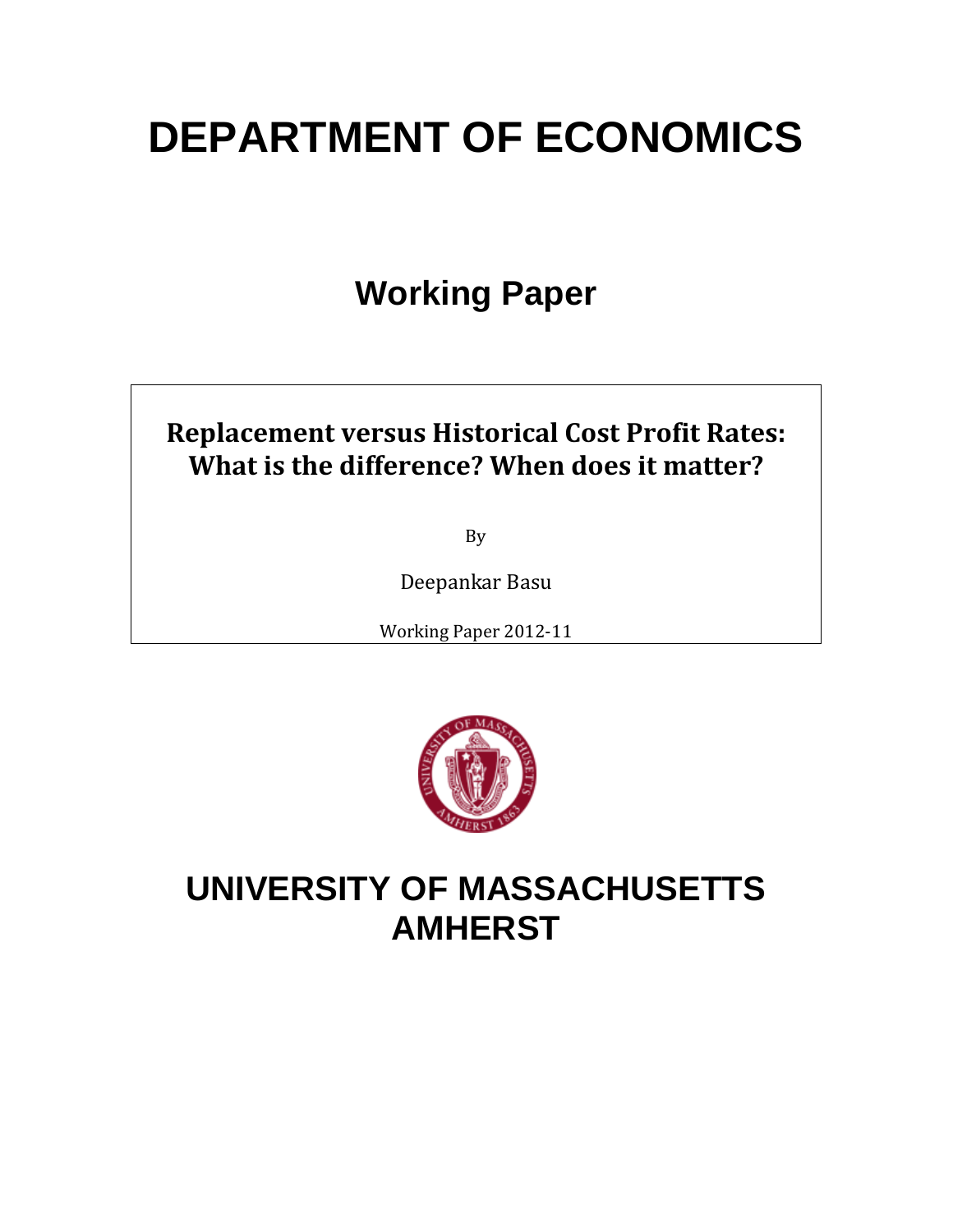# DEPARTMENT OF ECONOMICS

## Working Paper

**Replacement versus Historical Cost Profit Rates: What is the difference? When does it matter?**

By

Deepankar Basu

Working Paper 2012-11

# UNIVERSITY OF MASSACHUSETTS AMHERST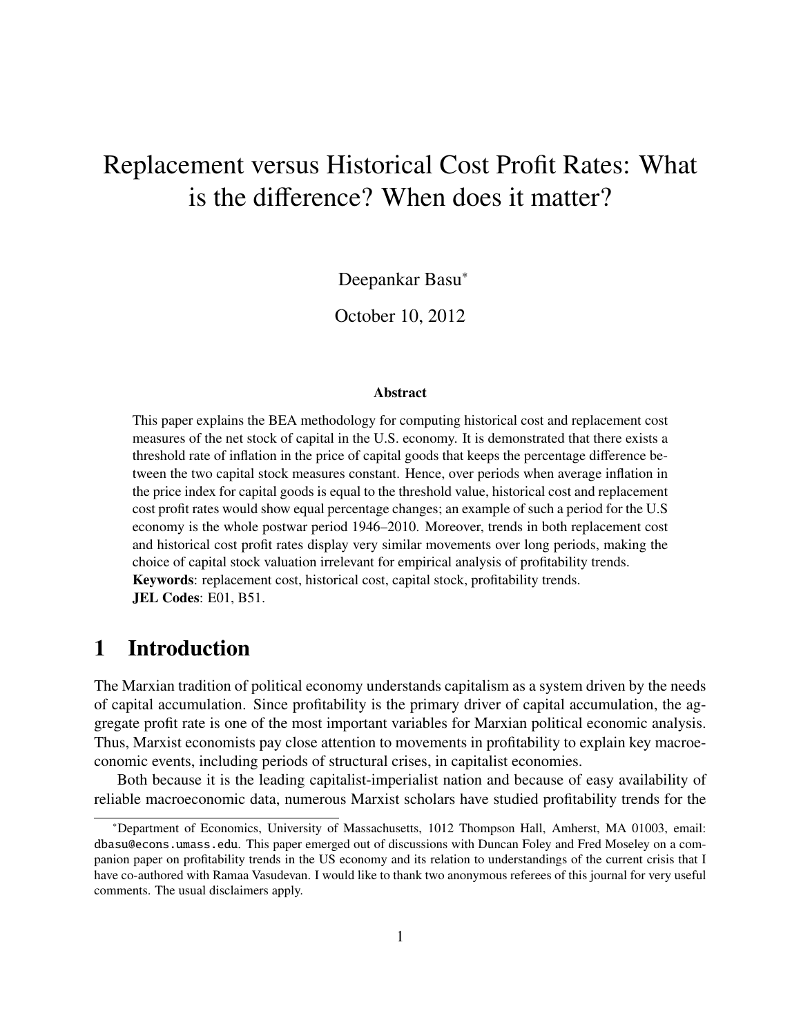# Replacement versus Historical Cost Profit Rates: What is the difference? When does it matter?

Deepankar Basu*

October 10, 2012

### Abstract

This paper explains the BEA methodology for computing historical cost and replacement cost measures of the net stock of capital in the U.S. economy. It is demonstrated that there exists a threshold rate of inflation in the price of capital goods that keeps the percentage difference between the two capital stock measures constant. Hence, over periods when average inflation in the price index for capital goods is equal to the threshold value, historical cost and replacement cost profit rates would show equal percentage changes; an example of such a period for the U.S economy is the whole postwar period 1946–2010. Moreover, trends in both replacement cost and historical cost profit rates display very similar movements over long periods, making the choice of capital stock valuation irrelevant for empirical analysis of profitability trends.

**Keywords**: replacement cost, historical cost, capital stock, profitability trends.

**JEL Codes**: E01, B51.

# 1 Introduction

The Marxian tradition of political economy understands capitalism as a system driven by the needs of capital accumulation. Since profitability is the primary driver of capital accumulation, the aggregate profit rate is one of the most important variables for Marxian political economic analysis. Thus, Marxist economists pay close attention to movements in profitability to explain key macroeconomic events, including periods of structural crises, in capitalist economies.

Both because it is the leading capitalist-imperialist nation and because of easy availability of reliable macroeconomic data, numerous Marxist scholars have studied profitability trends for the

*Department of Economics, University of Massachusetts, 1012 Thompson Hall, Amherst, MA 01003, email: dbasu@econs.umass.edu. This paper emerged out of discussions with Duncan Foley and Fred Moseley on a companion paper on profitability trends in the US economy and its relation to understandings of the current crisis that I have co-authored with Ramaa Vasudevan. I would like to thank two anonymous referees of this journal for very useful comments. The usual disclaimers apply.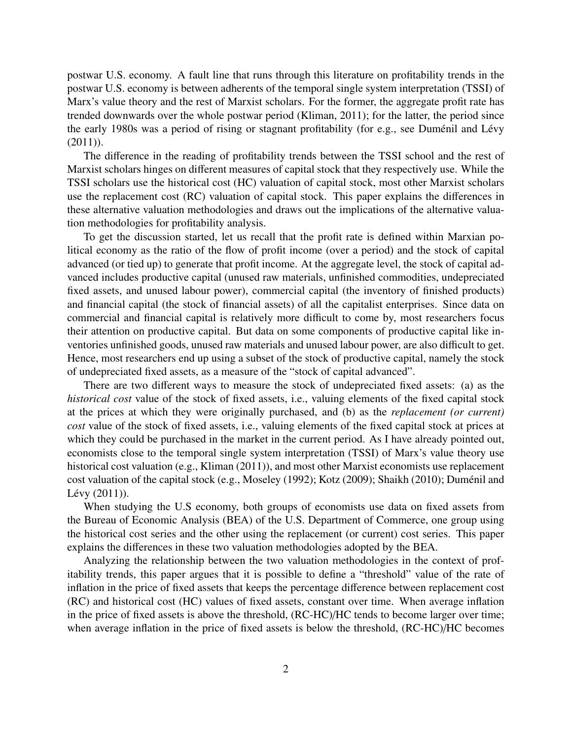postwar U.S. economy. A fault line that runs through this literature on profitability trends in the postwar U.S. economy is between adherents of the temporal single system interpretation (TSSI) of Marx's value theory and the rest of Marxist scholars. For the former, the aggregate profit rate has trended downwards over the whole postwar period (Kliman, 2011); for the latter, the period since the early 1980s was a period of rising or stagnant profitability (for e.g., see Duménil and Lévy (2011)).

The difference in the reading of profitability trends between the TSSI school and the rest of Marxist scholars hinges on different measures of capital stock that they respectively use. While the TSSI scholars use the historical cost (HC) valuation of capital stock, most other Marxist scholars use the replacement cost (RC) valuation of capital stock. This paper explains the differences in these alternative valuation methodologies and draws out the implications of the alternative valuation methodologies for profitability analysis.

To get the discussion started, let us recall that the profit rate is defined within Marxian political economy as the ratio of the flow of profit income (over a period) and the stock of capital advanced (or tied up) to generate that profit income. At the aggregate level, the stock of capital advanced includes productive capital (unused raw materials, unfinished commodities, undepreciated fixed assets, and unused labour power), commercial capital (the inventory of finished products) and financial capital (the stock of financial assets) of all the capitalist enterprises. Since data on commercial and financial capital is relatively more difficult to come by, most researchers focus their attention on productive capital. But data on some components of productive capital like inventories unfinished goods, unused raw materials and unused labour power, are also difficult to get. Hence, most researchers end up using a subset of the stock of productive capital, namely the stock of undepreciated fixed assets, as a measure of the "stock of capital advanced".

There are two different ways to measure the stock of undepreciated fixed assets: (a) as the *historical cost* value of the stock of fixed assets, i.e., valuing elements of the fixed capital stock at the prices at which they were originally purchased, and (b) as the *replacement (or current) cost* value of the stock of fixed assets, i.e., valuing elements of the fixed capital stock at prices at which they could be purchased in the market in the current period. As I have already pointed out, economists close to the temporal single system interpretation (TSSI) of Marx's value theory use historical cost valuation (e.g., Kliman (2011)), and most other Marxist economists use replacement cost valuation of the capital stock (e.g., Moseley (1992); Kotz (2009); Shaikh (2010); Duménil and Lévy (2011)).

When studying the U.S economy, both groups of economists use data on fixed assets from the Bureau of Economic Analysis (BEA) of the U.S. Department of Commerce, one group using the historical cost series and the other using the replacement (or current) cost series. This paper explains the differences in these two valuation methodologies adopted by the BEA.

Analyzing the relationship between the two valuation methodologies in the context of profitability trends, this paper argues that it is possible to define a "threshold" value of the rate of inflation in the price of fixed assets that keeps the percentage difference between replacement cost (RC) and historical cost (HC) values of fixed assets, constant over time. When average inflation in the price of fixed assets is above the threshold, (RC-HC)/HC tends to become larger over time; when average inflation in the price of fixed assets is below the threshold, (RC-HC)/HC becomes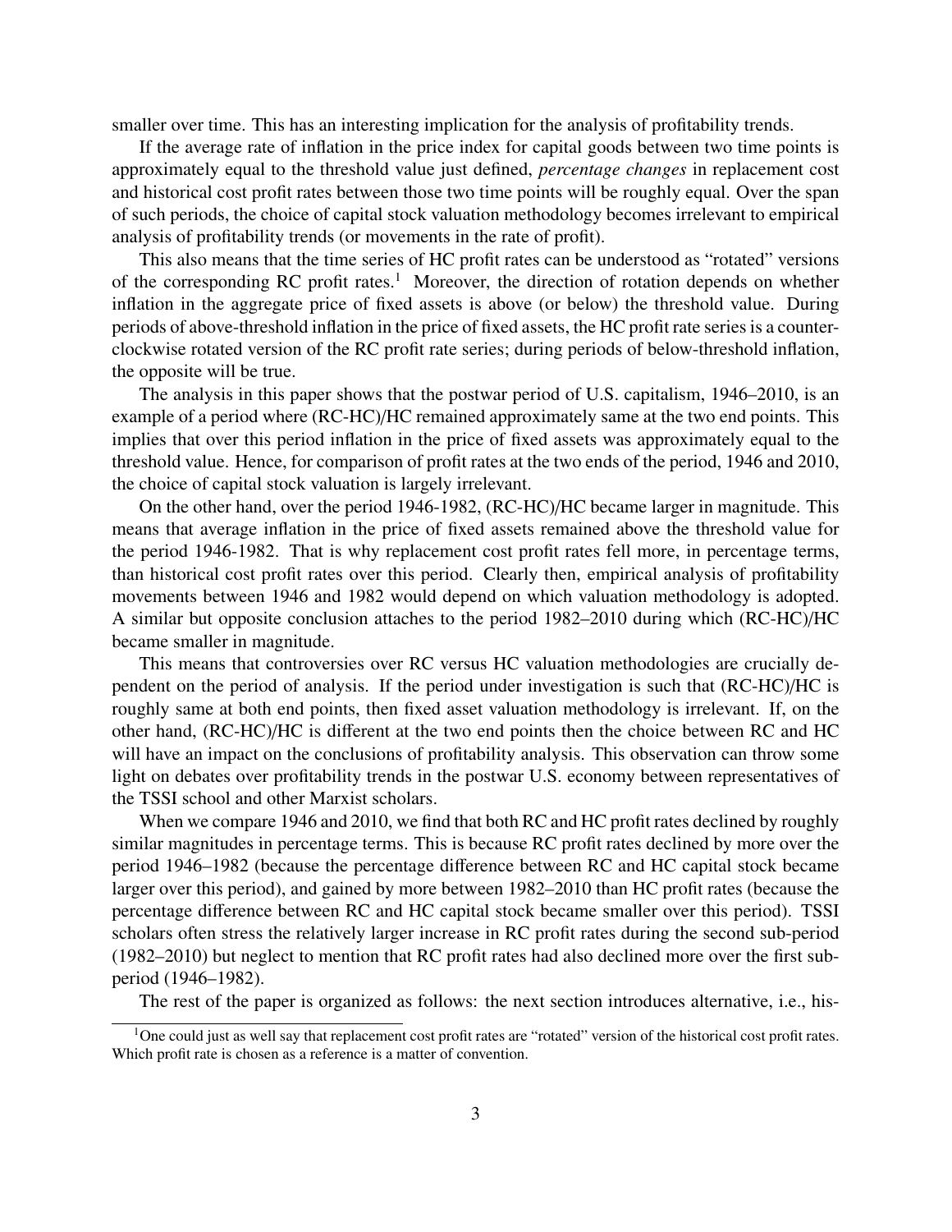smaller over time. This has an interesting implication for the analysis of profitability trends.

If the average rate of inflation in the price index for capital goods between two time points is approximately equal to the threshold value just defined, *percentage changes* in replacement cost and historical cost profit rates between those two time points will be roughly equal. Over the span of such periods, the choice of capital stock valuation methodology becomes irrelevant to empirical analysis of profitability trends (or movements in the rate of profit).

This also means that the time series of HC profit rates can be understood as "rotated" versions of the corresponding RC profit rates.[1] Moreover, the direction of rotation depends on whether inflation in the aggregate price of fixed assets is above (or below) the threshold value. During periods of above-threshold inflation in the price of fixed assets, the HC profit rate series is a counter-clockwise rotated version of the RC profit rate series; during periods of below-threshold inflation, the opposite will be true.

The analysis in this paper shows that the postwar period of U.S. capitalism, 1946–2010, is an example of a period where (RC-HC)/HC remained approximately same at the two end points. This implies that over this period inflation in the price of fixed assets was approximately equal to the threshold value. Hence, for comparison of profit rates at the two ends of the period, 1946 and 2010, the choice of capital stock valuation is largely irrelevant.

On the other hand, over the period 1946-1982, (RC-HC)/HC became larger in magnitude. This means that average inflation in the price of fixed assets remained above the threshold value for the period 1946-1982. That is why replacement cost profit rates fell more, in percentage terms, than historical cost profit rates over this period. Clearly then, empirical analysis of profitability movements between 1946 and 1982 would depend on which valuation methodology is adopted. A similar but opposite conclusion attaches to the period 1982–2010 during which (RC-HC)/HC became smaller in magnitude.

This means that controversies over RC versus HC valuation methodologies are crucially dependent on the period of analysis. If the period under investigation is such that (RC-HC)/HC is roughly same at both end points, then fixed asset valuation methodology is irrelevant. If, on the other hand, (RC-HC)/HC is different at the two end points then the choice between RC and HC will have an impact on the conclusions of profitability analysis. This observation can throw some light on debates over profitability trends in the postwar U.S. economy between representatives of the TSSI school and other Marxist scholars.

When we compare 1946 and 2010, we find that both RC and HC profit rates declined by roughly similar magnitudes in percentage terms. This is because RC profit rates declined by more over the period 1946–1982 (because the percentage difference between RC and HC capital stock became larger over this period), and gained by more between 1982–2010 than HC profit rates (because the percentage difference between RC and HC capital stock became smaller over this period). TSSI scholars often stress the relatively larger increase in RC profit rates during the second sub-period (1982–2010) but neglect to mention that RC profit rates had also declined more over the first sub-period (1946–1982).

The rest of the paper is organized as follows: the next section introduces alternative, i.e., his-

[1] One could just as well say that replacement cost profit rates are "rotated" version of the historical cost profit rates. Which profit rate is chosen as a reference is a matter of convention.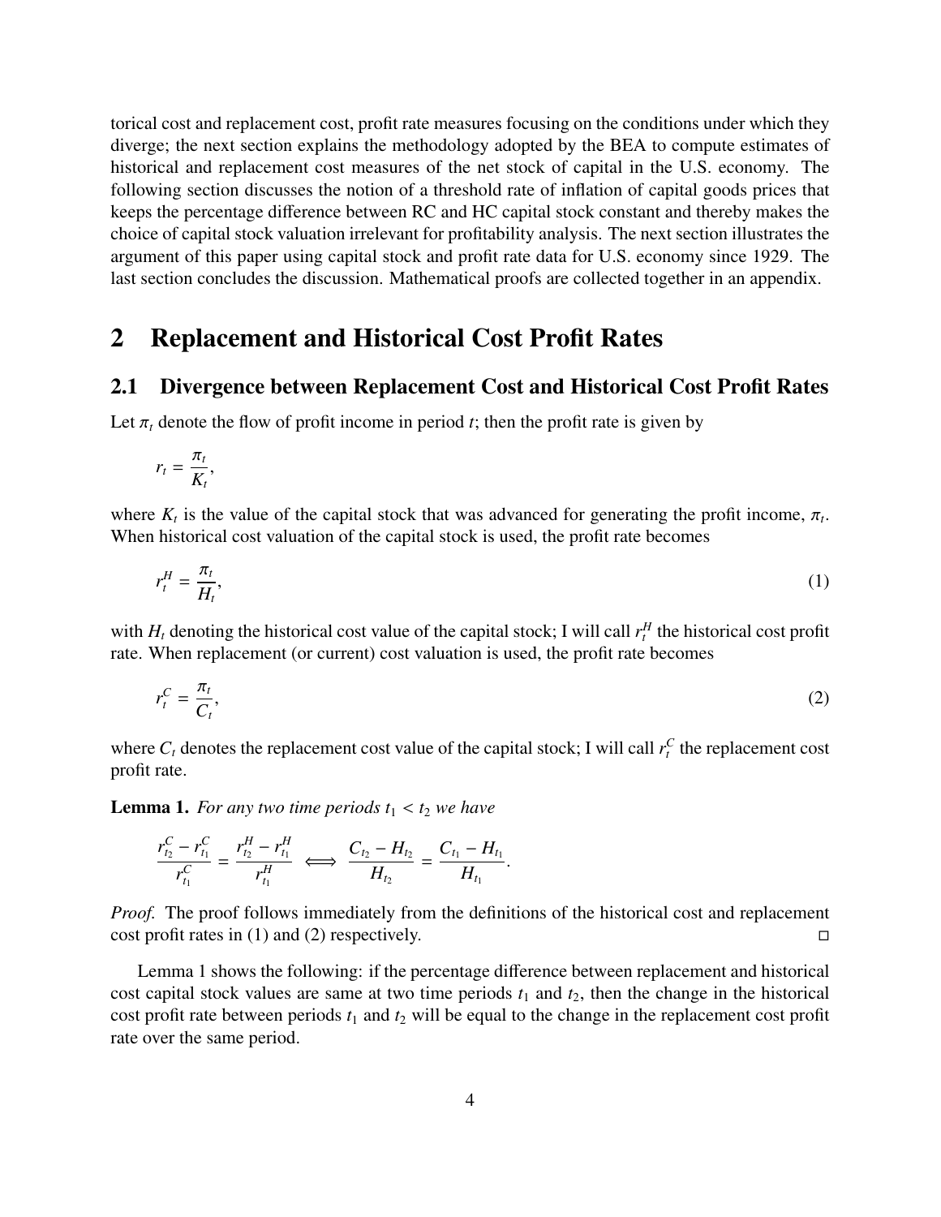torical cost and replacement cost, profit rate measures focusing on the conditions under which they diverge; the next section explains the methodology adopted by the BEA to compute estimates of historical and replacement cost measures of the net stock of capital in the U.S. economy. The following section discusses the notion of a threshold rate of inflation of capital goods prices that keeps the percentage difference between RC and HC capital stock constant and thereby makes the choice of capital stock valuation irrelevant for profitability analysis. The next section illustrates the argument of this paper using capital stock and profit rate data for U.S. economy since 1929. The last section concludes the discussion. Mathematical proofs are collected together in an appendix.

# 2 Replacement and Historical Cost Profit Rates

## 2.1 Divergence between Replacement Cost and Historical Cost Profit Rates

Let $\pi_t$ denote the flow of profit income in period $t$; then the profit rate is given by

$$r_t = \frac{\pi_t}{K_t},$$

where $K_t$ is the value of the capital stock that was advanced for generating the profit income, $\pi_t$. When historical cost valuation of the capital stock is used, the profit rate becomes

$$r_t^H = \frac{\pi_t}{H_t}, \tag{1}$$

with $H_t$ denoting the historical cost value of the capital stock; I will call $r_t^H$ the historical cost profit rate. When replacement (or current) cost valuation is used, the profit rate becomes

$$r_t^C = \frac{\pi_t}{C_t}, \tag{2}$$

where $C_t$ denotes the replacement cost value of the capital stock; I will call $r_t^C$ the replacement cost profit rate.

**Lemma 1.** *For any two time periods $t_1 < t_2$ we have*

$$\frac{r_{t_2}^C - r_{t_1}^C}{r_{t_1}^C} = \frac{r_{t_2}^H - r_{t_1}^H}{r_{t_1}^H} \iff \frac{C_{t_2} - H_{t_2}}{H_{t_2}} = \frac{C_{t_1} - H_{t_1}}{H_{t_1}}.$$

*Proof.* The proof follows immediately from the definitions of the historical cost and replacement cost profit rates in (1) and (2) respectively. ◻

Lemma 1 shows the following: if the percentage difference between replacement and historical cost capital stock values are same at two time periods $t_1$ and $t_2$, then the change in the historical cost profit rate between periods $t_1$ and $t_2$ will be equal to the change in the replacement cost profit rate over the same period.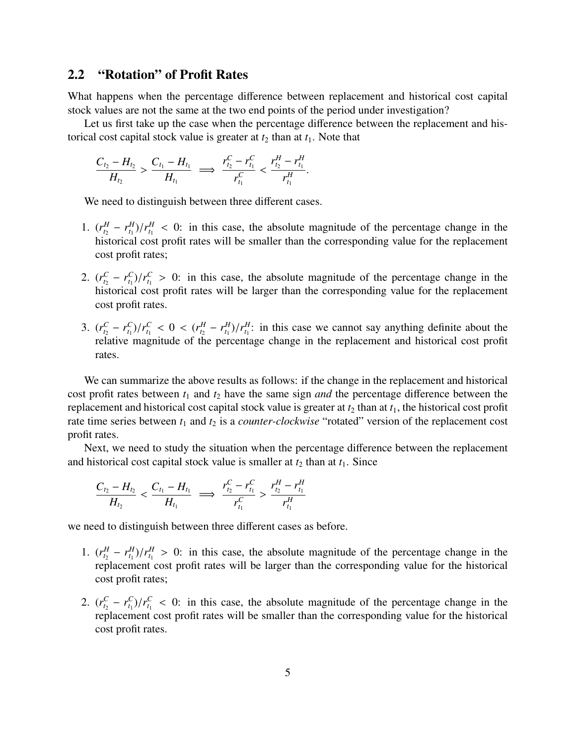## 2.2 "Rotation" of Profit Rates

What happens when the percentage difference between replacement and historical cost capital stock values are not the same at the two end points of the period under investigation?

Let us first take up the case when the percentage difference between the replacement and historical cost capital stock value is greater at $t_2$ than at $t_1$. Note that

$$\frac{C_{t_2} - H_{t_2}}{H_{t_2}} > \frac{C_{t_1} - H_{t_1}}{H_{t_1}} \implies \frac{r^C_{t_2} - r^C_{t_1}}{r^C_{t_1}} < \frac{r^H_{t_2} - r^H_{t_1}}{r^H_{t_1}}.$$

We need to distinguish between three different cases.

1. $(r^H_{t_2} - r^H_{t_1})/r^H_{t_1} < 0$: in this case, the absolute magnitude of the percentage change in the historical cost profit rates will be smaller than the corresponding value for the replacement cost profit rates;

2. $(r^C_{t_2} - r^C_{t_1})/r^C_{t_1} > 0$: in this case, the absolute magnitude of the percentage change in the historical cost profit rates will be larger than the corresponding value for the replacement cost profit rates.

3. $(r^C_{t_2} - r^C_{t_1})/r^C_{t_1} < 0 < (r^H_{t_2} - r^H_{t_1})/r^H_{t_1}$: in this case we cannot say anything definite about the relative magnitude of the percentage change in the replacement and historical cost profit rates.

We can summarize the above results as follows: if the change in the replacement and historical cost profit rates between $t_1$ and $t_2$ have the same sign *and* the percentage difference between the replacement and historical cost capital stock value is greater at $t_2$ than at $t_1$, the historical cost profit rate time series between $t_1$ and $t_2$ is a *counter-clockwise* "rotated" version of the replacement cost profit rates.

Next, we need to study the situation when the percentage difference between the replacement and historical cost capital stock value is smaller at $t_2$ than at $t_1$. Since

$$\frac{C_{t_2} - H_{t_2}}{H_{t_2}} < \frac{C_{t_1} - H_{t_1}}{H_{t_1}} \implies \frac{r^C_{t_2} - r^C_{t_1}}{r^C_{t_1}} > \frac{r^H_{t_2} - r^H_{t_1}}{r^H_{t_1}}$$

we need to distinguish between three different cases as before.

1. $(r^H_{t_2} - r^H_{t_1})/r^H_{t_1} > 0$: in this case, the absolute magnitude of the percentage change in the replacement cost profit rates will be larger than the corresponding value for the historical cost profit rates;

2. $(r^C_{t_2} - r^C_{t_1})/r^C_{t_1} < 0$: in this case, the absolute magnitude of the percentage change in the replacement cost profit rates will be smaller than the corresponding value for the historical cost profit rates.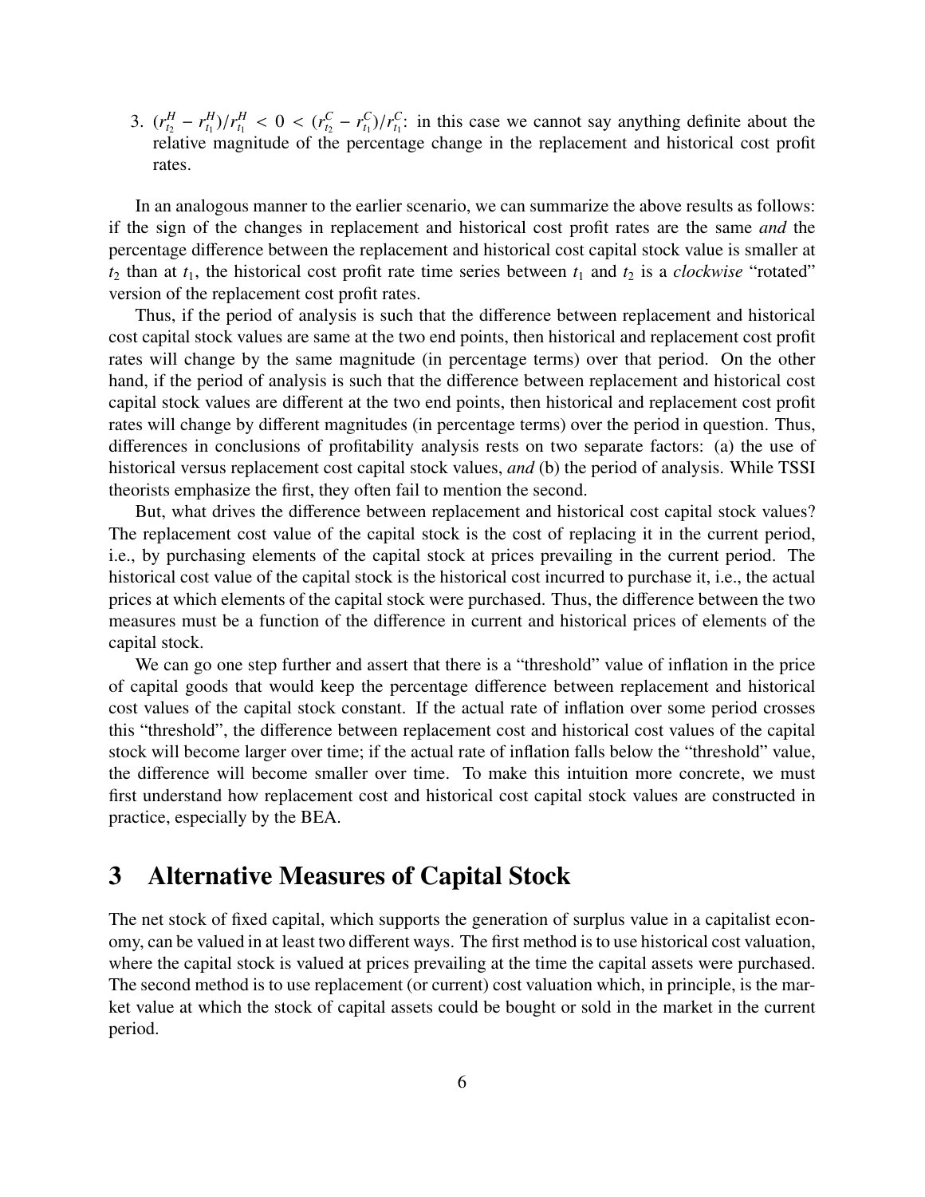3. $(r^H_{t_2} - r^H_{t_1})/r^H_{t_1} < 0 < (r^C_{t_2} - r^C_{t_1})/r^C_{t_1}$: in this case we cannot say anything definite about the relative magnitude of the percentage change in the replacement and historical cost profit rates.

In an analogous manner to the earlier scenario, we can summarize the above results as follows: if the sign of the changes in replacement and historical cost profit rates are the same *and* the percentage difference between the replacement and historical cost capital stock value is smaller at $t_2$ than at $t_1$, the historical cost profit rate time series between $t_1$ and $t_2$ is a *clockwise* "rotated" version of the replacement cost profit rates.

Thus, if the period of analysis is such that the difference between replacement and historical cost capital stock values are same at the two end points, then historical and replacement cost profit rates will change by the same magnitude (in percentage terms) over that period. On the other hand, if the period of analysis is such that the difference between replacement and historical cost capital stock values are different at the two end points, then historical and replacement cost profit rates will change by different magnitudes (in percentage terms) over the period in question. Thus, differences in conclusions of profitability analysis rests on two separate factors: (a) the use of historical versus replacement cost capital stock values, *and* (b) the period of analysis. While TSSI theorists emphasize the first, they often fail to mention the second.

But, what drives the difference between replacement and historical cost capital stock values? The replacement cost value of the capital stock is the cost of replacing it in the current period, i.e., by purchasing elements of the capital stock at prices prevailing in the current period. The historical cost value of the capital stock is the historical cost incurred to purchase it, i.e., the actual prices at which elements of the capital stock were purchased. Thus, the difference between the two measures must be a function of the difference in current and historical prices of elements of the capital stock.

We can go one step further and assert that there is a "threshold" value of inflation in the price of capital goods that would keep the percentage difference between replacement and historical cost values of the capital stock constant. If the actual rate of inflation over some period crosses this "threshold", the difference between replacement cost and historical cost values of the capital stock will become larger over time; if the actual rate of inflation falls below the "threshold" value, the difference will become smaller over time. To make this intuition more concrete, we must first understand how replacement cost and historical cost capital stock values are constructed in practice, especially by the BEA.

## 3 Alternative Measures of Capital Stock

The net stock of fixed capital, which supports the generation of surplus value in a capitalist economy, can be valued in at least two different ways. The first method is to use historical cost valuation, where the capital stock is valued at prices prevailing at the time the capital assets were purchased. The second method is to use replacement (or current) cost valuation which, in principle, is the market value at which the stock of capital assets could be bought or sold in the market in the current period.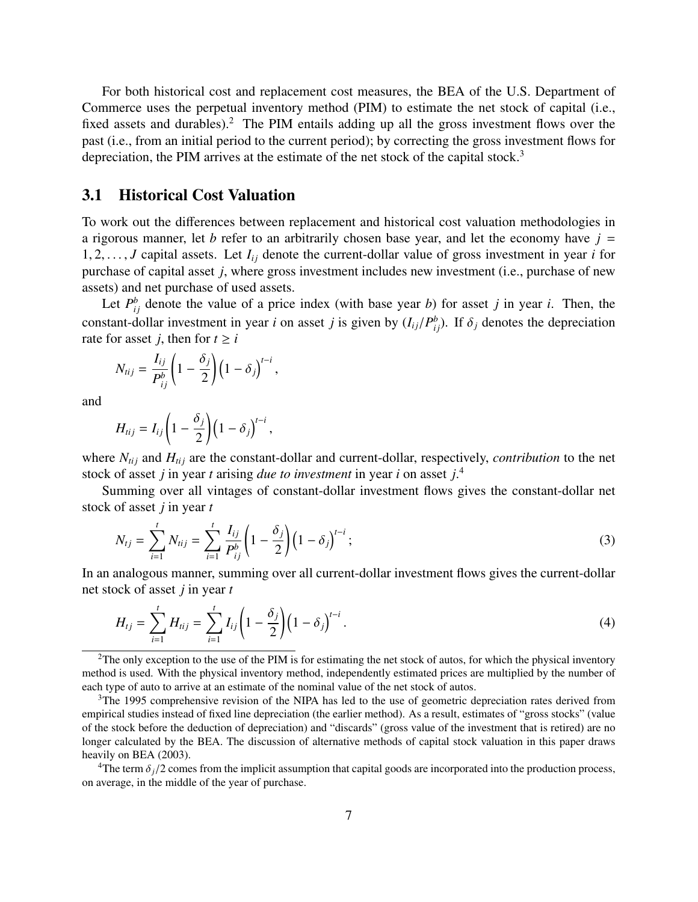For both historical cost and replacement cost measures, the BEA of the U.S. Department of Commerce uses the perpetual inventory method (PIM) to estimate the net stock of capital (i.e., fixed assets and durables).[2] The PIM entails adding up all the gross investment flows over the past (i.e., from an initial period to the current period); by correcting the gross investment flows for depreciation, the PIM arrives at the estimate of the net stock of the capital stock.[3]

## 3.1 Historical Cost Valuation

To work out the differences between replacement and historical cost valuation methodologies in a rigorous manner, let $b$ refer to an arbitrarily chosen base year, and let the economy have $j = 1, 2, \ldots, J$ capital assets. Let $I_{ij}$ denote the current-dollar value of gross investment in year $i$ for purchase of capital asset $j$, where gross investment includes new investment (i.e., purchase of new assets) and net purchase of used assets.

Let $P_{ij}^{b}$ denote the value of a price index (with base year $b$) for asset $j$ in year $i$. Then, the constant-dollar investment in year $i$ on asset $j$ is given by $(I_{ij}/P_{ij}^{b})$. If $\delta_j$ denotes the depreciation rate for asset $j$, then for $t \geq i$

$$N_{tij} = \frac{I_{ij}}{P_{ij}^{b}} \left(1 - \frac{\delta_j}{2}\right) \left(1 - \delta_j\right)^{t-i},$$

and

$$H_{tij} = I_{ij} \left(1 - \frac{\delta_j}{2}\right) \left(1 - \delta_j\right)^{t-i},$$

where $N_{tij}$ and $H_{tij}$ are the constant-dollar and current-dollar, respectively, *contribution* to the net stock of asset $j$ in year $t$ arising *due to investment* in year $i$ on asset $j$.[4]

Summing over all vintages of constant-dollar investment flows gives the constant-dollar net stock of asset $j$ in year $t$

$$N_{tj} = \sum_{i=1}^{t} N_{tij} = \sum_{i=1}^{t} \frac{I_{ij}}{P_{ij}^{b}} \left(1 - \frac{\delta_j}{2}\right) \left(1 - \delta_j\right)^{t-i}; \tag{3}$$

In an analogous manner, summing over all current-dollar investment flows gives the current-dollar net stock of asset $j$ in year $t$

$$H_{tj} = \sum_{i=1}^{t} H_{tij} = \sum_{i=1}^{t} I_{ij} \left(1 - \frac{\delta_j}{2}\right) \left(1 - \delta_j\right)^{t-i}. \tag{4}$$

---

[2]The only exception to the use of the PIM is for estimating the net stock of autos, for which the physical inventory method is used. With the physical inventory method, independently estimated prices are multiplied by the number of each type of auto to arrive at an estimate of the nominal value of the net stock of autos.

[3]The 1995 comprehensive revision of the NIPA has led to the use of geometric depreciation rates derived from empirical studies instead of fixed line depreciation (the earlier method). As a result, estimates of "gross stocks" (value of the stock before the deduction of depreciation) and "discards" (gross value of the investment that is retired) are no longer calculated by the BEA. The discussion of alternative methods of capital stock valuation in this paper draws heavily on BEA (2003).

[4]The term $\delta_j/2$ comes from the implicit assumption that capital goods are incorporated into the production process, on average, in the middle of the year of purchase.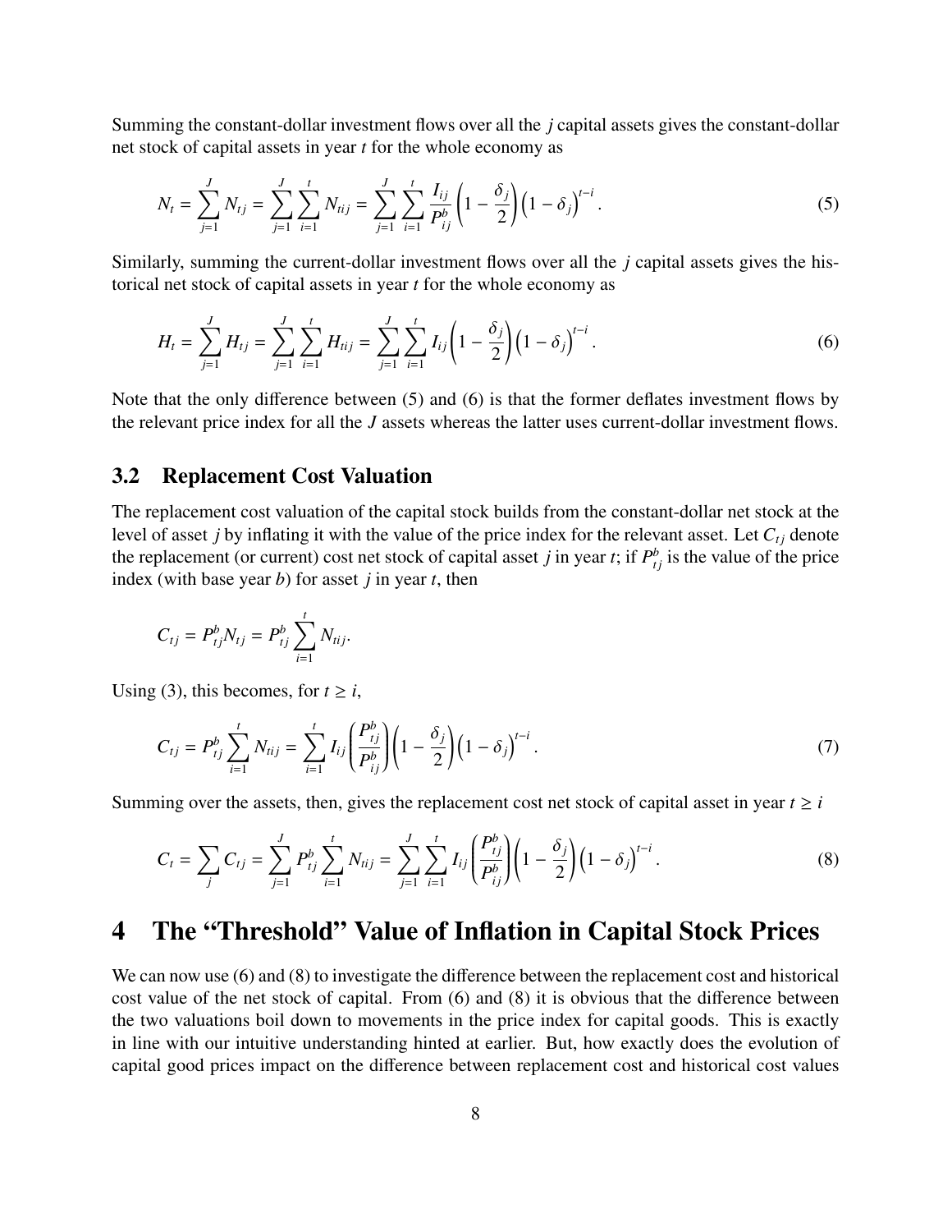Summing the constant-dollar investment flows over all the $j$ capital assets gives the constant-dollar net stock of capital assets in year $t$ for the whole economy as

$$N_t = \sum_{j=1}^{J} N_{tj} = \sum_{j=1}^{J}\sum_{i=1}^{t} N_{tij} = \sum_{j=1}^{J}\sum_{i=1}^{t} \frac{I_{ij}}{P_{ij}^{b}}\left(1 - \frac{\delta_j}{2}\right)\left(1 - \delta_j\right)^{t-i}. \tag{5}$$

Similarly, summing the current-dollar investment flows over all the $j$ capital assets gives the historical net stock of capital assets in year $t$ for the whole economy as

$$H_t = \sum_{j=1}^{J} H_{tj} = \sum_{j=1}^{J}\sum_{i=1}^{t} H_{tij} = \sum_{j=1}^{J}\sum_{i=1}^{t} I_{ij}\left(1 - \frac{\delta_j}{2}\right)\left(1 - \delta_j\right)^{t-i}. \tag{6}$$

Note that the only difference between (5) and (6) is that the former deflates investment flows by the relevant price index for all the $J$ assets whereas the latter uses current-dollar investment flows.

## 3.2 Replacement Cost Valuation

The replacement cost valuation of the capital stock builds from the constant-dollar net stock at the level of asset $j$ by inflating it with the value of the price index for the relevant asset. Let $C_{tj}$ denote the replacement (or current) cost net stock of capital asset $j$ in year $t$; if $P_{tj}^{b}$ is the value of the price index (with base year $b$) for asset $j$ in year $t$, then

$$C_{tj} = P_{tj}^{b} N_{tj} = P_{tj}^{b} \sum_{i=1}^{t} N_{tij}.$$

Using (3), this becomes, for $t \geq i$,

$$C_{tj} = P_{tj}^{b} \sum_{i=1}^{t} N_{tij} = \sum_{i=1}^{t} I_{ij}\left(\frac{P_{tj}^{b}}{P_{ij}^{b}}\right)\left(1 - \frac{\delta_j}{2}\right)\left(1 - \delta_j\right)^{t-i}. \tag{7}$$

Summing over the assets, then, gives the replacement cost net stock of capital asset in year $t \geq i$

$$C_t = \sum_{j} C_{tj} = \sum_{j=1}^{J} P_{tj}^{b} \sum_{i=1}^{t} N_{tij} = \sum_{j=1}^{J}\sum_{i=1}^{t} I_{ij}\left(\frac{P_{tj}^{b}}{P_{ij}^{b}}\right)\left(1 - \frac{\delta_j}{2}\right)\left(1 - \delta_j\right)^{t-i}. \tag{8}$$

# 4 The "Threshold" Value of Inflation in Capital Stock Prices

We can now use (6) and (8) to investigate the difference between the replacement cost and historical cost value of the net stock of capital. From (6) and (8) it is obvious that the difference between the two valuations boil down to movements in the price index for capital goods. This is exactly in line with our intuitive understanding hinted at earlier. But, how exactly does the evolution of capital good prices impact on the difference between replacement cost and historical cost values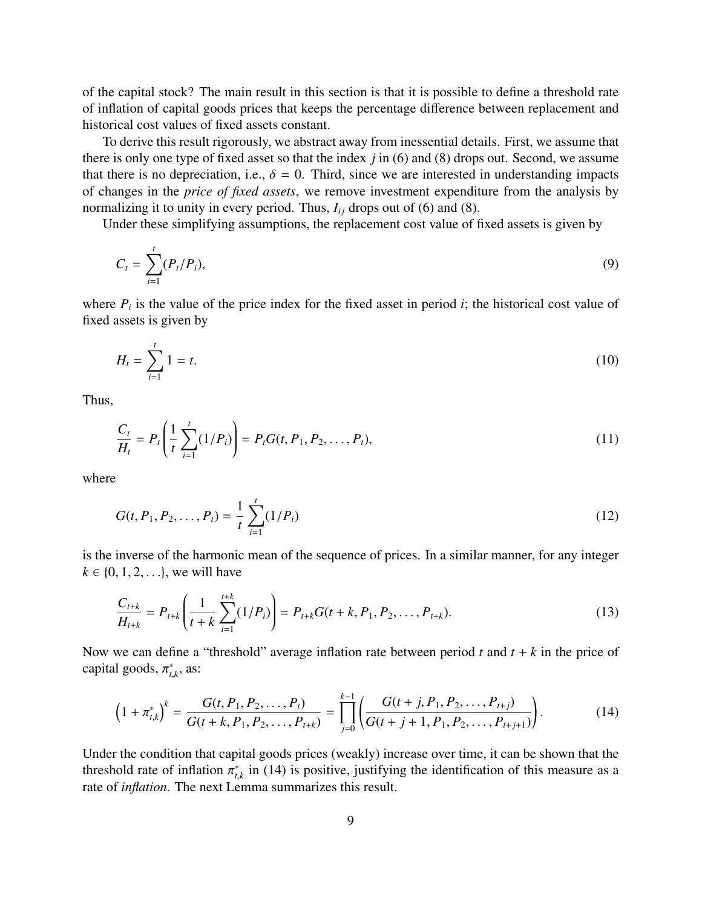of the capital stock? The main result in this section is that it is possible to define a threshold rate of inflation of capital goods prices that keeps the percentage difference between replacement and historical cost values of fixed assets constant.

To derive this result rigorously, we abstract away from inessential details. First, we assume that there is only one type of fixed asset so that the index $j$ in (6) and (8) drops out. Second, we assume that there is no depreciation, i.e., $\delta = 0$. Third, since we are interested in understanding impacts of changes in the *price of fixed assets*, we remove investment expenditure from the analysis by normalizing it to unity in every period. Thus, $I_{ij}$ drops out of (6) and (8).

Under these simplifying assumptions, the replacement cost value of fixed assets is given by

$$C_t = \sum_{i=1}^{t} (P_t/P_i), \tag{9}$$

where $P_i$ is the value of the price index for the fixed asset in period $i$; the historical cost value of fixed assets is given by

$$H_t = \sum_{i=1}^{t} 1 = t. \tag{10}$$

Thus,

$$\frac{C_t}{H_t} = P_t \left( \frac{1}{t} \sum_{i=1}^{t} (1/P_i) \right) = P_t G(t, P_1, P_2, \ldots, P_t), \tag{11}$$

where

$$G(t, P_1, P_2, \ldots, P_t) = \frac{1}{t} \sum_{i=1}^{t} (1/P_i) \tag{12}$$

is the inverse of the harmonic mean of the sequence of prices. In a similar manner, for any integer $k \in \{0, 1, 2, \ldots\}$, we will have

$$\frac{C_{t+k}}{H_{t+k}} = P_{t+k} \left( \frac{1}{t+k} \sum_{i=1}^{t+k} (1/P_i) \right) = P_{t+k} G(t+k, P_1, P_2, \ldots, P_{t+k}). \tag{13}$$

Now we can define a "threshold" average inflation rate between period $t$ and $t+k$ in the price of capital goods, $\pi^*_{t,k}$, as:

$$\left(1 + \pi^*_{t,k}\right)^k = \frac{G(t, P_1, P_2, \ldots, P_t)}{G(t+k, P_1, P_2, \ldots, P_{t+k})} = \prod_{j=0}^{k-1} \left( \frac{G(t+j, P_1, P_2, \ldots, P_{t+j})}{G(t+j+1, P_1, P_2, \ldots, P_{t+j+1})} \right). \tag{14}$$

Under the condition that capital goods prices (weakly) increase over time, it can be shown that the threshold rate of inflation $\pi^*_{t,k}$ in (14) is positive, justifying the identification of this measure as a rate of *inflation*. The next Lemma summarizes this result.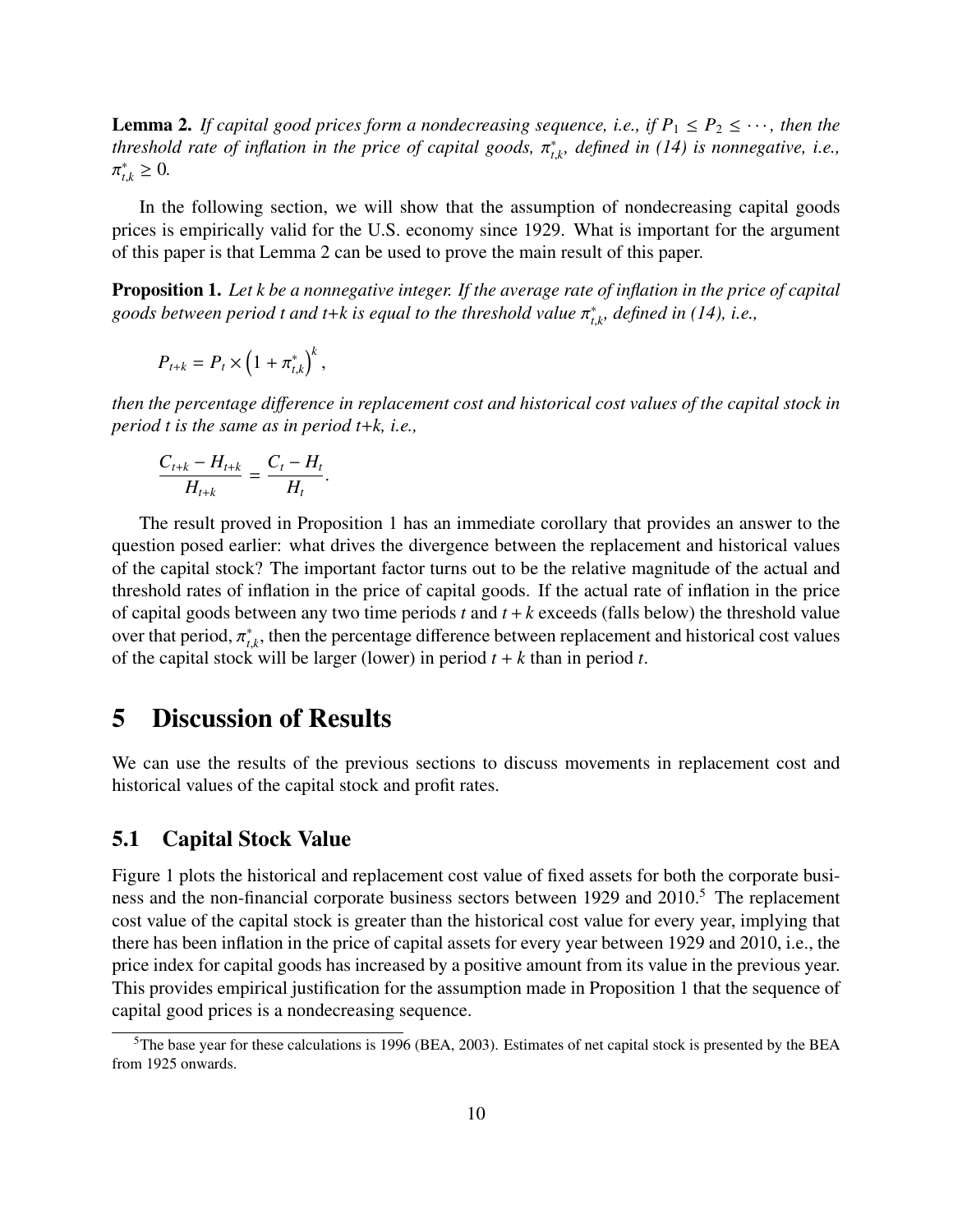**Lemma 2.** *If capital good prices form a nondecreasing sequence, i.e., if $P_1 \leq P_2 \leq \cdots$, then the threshold rate of inflation in the price of capital goods, $\pi^*_{t,k}$, defined in (14) is nonnegative, i.e., $\pi^*_{t,k} \geq 0$.*

In the following section, we will show that the assumption of nondecreasing capital goods prices is empirically valid for the U.S. economy since 1929. What is important for the argument of this paper is that Lemma 2 can be used to prove the main result of this paper.

**Proposition 1.** *Let k be a nonnegative integer. If the average rate of inflation in the price of capital goods between period t and t+k is equal to the threshold value $\pi^*_{t,k}$, defined in (14), i.e.,*

$$P_{t+k} = P_t \times \left(1 + \pi^*_{t,k}\right)^k,$$

*then the percentage difference in replacement cost and historical cost values of the capital stock in period t is the same as in period t+k, i.e.,*

$$\frac{C_{t+k} - H_{t+k}}{H_{t+k}} = \frac{C_t - H_t}{H_t}.$$

The result proved in Proposition 1 has an immediate corollary that provides an answer to the question posed earlier: what drives the divergence between the replacement and historical values of the capital stock? The important factor turns out to be the relative magnitude of the actual and threshold rates of inflation in the price of capital goods. If the actual rate of inflation in the price of capital goods between any two time periods $t$ and $t + k$ exceeds (falls below) the threshold value over that period, $\pi^*_{t,k}$, then the percentage difference between replacement and historical cost values of the capital stock will be larger (lower) in period $t + k$ than in period $t$.

# 5 Discussion of Results

We can use the results of the previous sections to discuss movements in replacement cost and historical values of the capital stock and profit rates.

## 5.1 Capital Stock Value

Figure 1 plots the historical and replacement cost value of fixed assets for both the corporate business and the non-financial corporate business sectors between 1929 and 2010.[5] The replacement cost value of the capital stock is greater than the historical cost value for every year, implying that there has been inflation in the price of capital assets for every year between 1929 and 2010, i.e., the price index for capital goods has increased by a positive amount from its value in the previous year. This provides empirical justification for the assumption made in Proposition 1 that the sequence of capital good prices is a nondecreasing sequence.

[5] The base year for these calculations is 1996 (BEA, 2003). Estimates of net capital stock is presented by the BEA from 1925 onwards.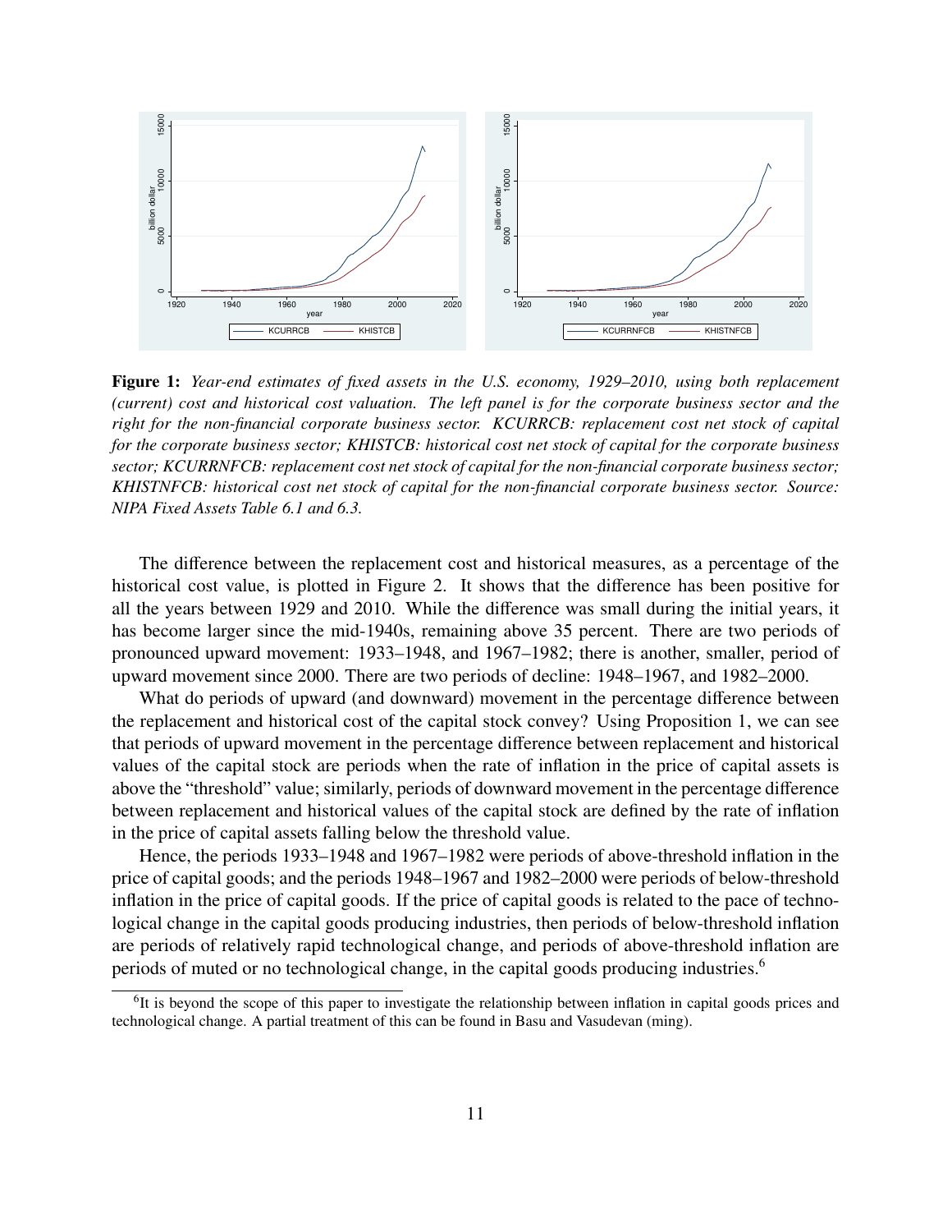**Figure 1:** *Year-end estimates of fixed assets in the U.S. economy, 1929–2010, using both replacement (current) cost and historical cost valuation. The left panel is for the corporate business sector and the right for the non-financial corporate business sector. KCURRCB: replacement cost net stock of capital for the corporate business sector; KHISTCB: historical cost net stock of capital for the corporate business sector; KCURRNFCB: replacement cost net stock of capital for the non-financial corporate business sector; KHISTNFCB: historical cost net stock of capital for the non-financial corporate business sector. Source: NIPA Fixed Assets Table 6.1 and 6.3.*

The difference between the replacement cost and historical measures, as a percentage of the historical cost value, is plotted in Figure 2. It shows that the difference has been positive for all the years between 1929 and 2010. While the difference was small during the initial years, it has become larger since the mid-1940s, remaining above 35 percent. There are two periods of pronounced upward movement: 1933–1948, and 1967–1982; there is another, smaller, period of upward movement since 2000. There are two periods of decline: 1948–1967, and 1982–2000.

What do periods of upward (and downward) movement in the percentage difference between the replacement and historical cost of the capital stock convey? Using Proposition 1, we can see that periods of upward movement in the percentage difference between replacement and historical values of the capital stock are periods when the rate of inflation in the price of capital assets is above the "threshold" value; similarly, periods of downward movement in the percentage difference between replacement and historical values of the capital stock are defined by the rate of inflation in the price of capital assets falling below the threshold value.

Hence, the periods 1933–1948 and 1967–1982 were periods of above-threshold inflation in the price of capital goods; and the periods 1948–1967 and 1982–2000 were periods of below-threshold inflation in the price of capital goods. If the price of capital goods is related to the pace of technological change in the capital goods producing industries, then periods of below-threshold inflation are periods of relatively rapid technological change, and periods of above-threshold inflation are periods of muted or no technological change, in the capital goods producing industries.[6]

[6] It is beyond the scope of this paper to investigate the relationship between inflation in capital goods prices and technological change. A partial treatment of this can be found in Basu and Vasudevan (ming).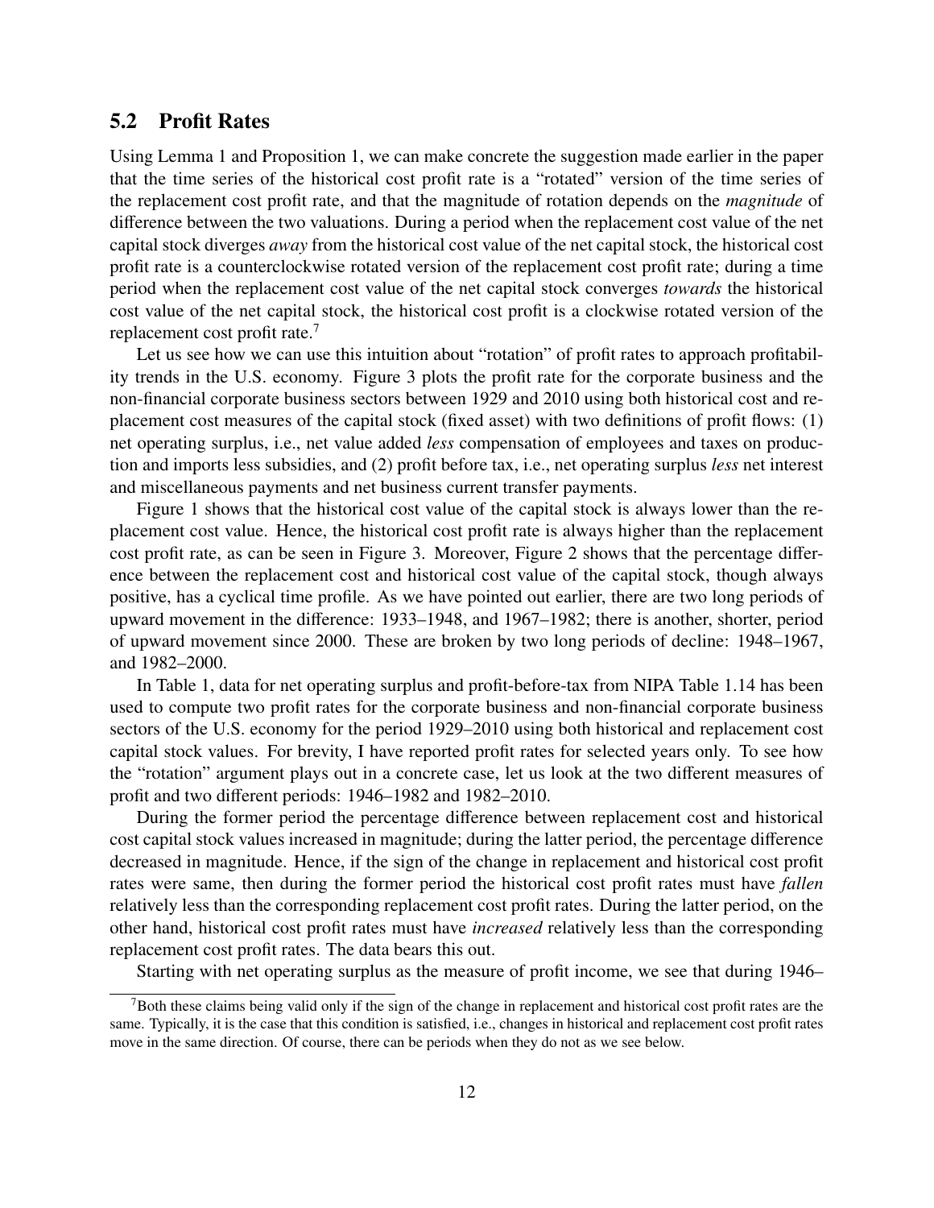## 5.2 Profit Rates

Using Lemma 1 and Proposition 1, we can make concrete the suggestion made earlier in the paper that the time series of the historical cost profit rate is a "rotated" version of the time series of the replacement cost profit rate, and that the magnitude of rotation depends on the *magnitude* of difference between the two valuations. During a period when the replacement cost value of the net capital stock diverges *away* from the historical cost value of the net capital stock, the historical cost profit rate is a counterclockwise rotated version of the replacement cost profit rate; during a time period when the replacement cost value of the net capital stock converges *towards* the historical cost value of the net capital stock, the historical cost profit is a clockwise rotated version of the replacement cost profit rate.[7]

Let us see how we can use this intuition about "rotation" of profit rates to approach profitability trends in the U.S. economy. Figure 3 plots the profit rate for the corporate business and the non-financial corporate business sectors between 1929 and 2010 using both historical cost and replacement cost measures of the capital stock (fixed asset) with two definitions of profit flows: (1) net operating surplus, i.e., net value added *less* compensation of employees and taxes on production and imports less subsidies, and (2) profit before tax, i.e., net operating surplus *less* net interest and miscellaneous payments and net business current transfer payments.

Figure 1 shows that the historical cost value of the capital stock is always lower than the replacement cost value. Hence, the historical cost profit rate is always higher than the replacement cost profit rate, as can be seen in Figure 3. Moreover, Figure 2 shows that the percentage difference between the replacement cost and historical cost value of the capital stock, though always positive, has a cyclical time profile. As we have pointed out earlier, there are two long periods of upward movement in the difference: 1933–1948, and 1967–1982; there is another, shorter, period of upward movement since 2000. These are broken by two long periods of decline: 1948–1967, and 1982–2000.

In Table 1, data for net operating surplus and profit-before-tax from NIPA Table 1.14 has been used to compute two profit rates for the corporate business and non-financial corporate business sectors of the U.S. economy for the period 1929–2010 using both historical and replacement cost capital stock values. For brevity, I have reported profit rates for selected years only. To see how the "rotation" argument plays out in a concrete case, let us look at the two different measures of profit and two different periods: 1946–1982 and 1982–2010.

During the former period the percentage difference between replacement cost and historical cost capital stock values increased in magnitude; during the latter period, the percentage difference decreased in magnitude. Hence, if the sign of the change in replacement and historical cost profit rates were same, then during the former period the historical cost profit rates must have *fallen* relatively less than the corresponding replacement cost profit rates. During the latter period, on the other hand, historical cost profit rates must have *increased* relatively less than the corresponding replacement cost profit rates. The data bears this out.

Starting with net operating surplus as the measure of profit income, we see that during 1946–

[7] Both these claims being valid only if the sign of the change in replacement and historical cost profit rates are the same. Typically, it is the case that this condition is satisfied, i.e., changes in historical and replacement cost profit rates move in the same direction. Of course, there can be periods when they do not as we see below.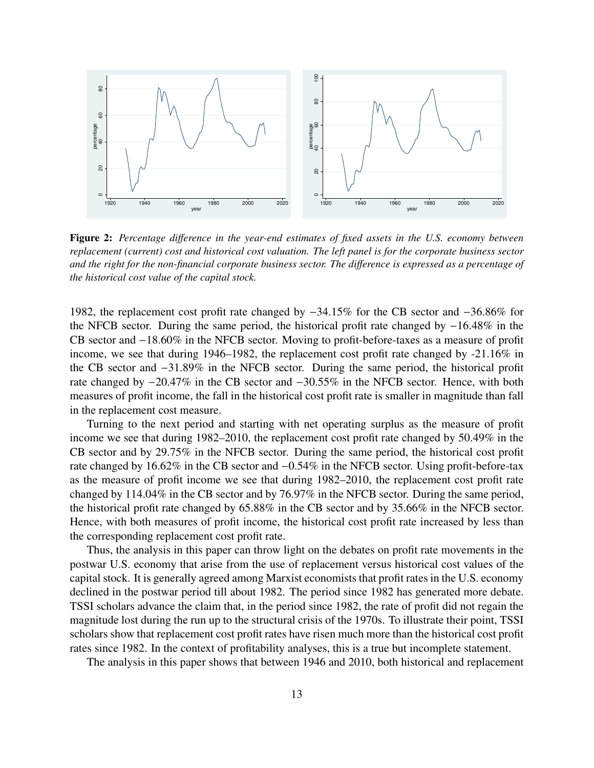**Figure 2:** *Percentage difference in the year-end estimates of fixed assets in the U.S. economy between replacement (current) cost and historical cost valuation. The left panel is for the corporate business sector and the right for the non-financial corporate business sector. The difference is expressed as a percentage of the historical cost value of the capital stock.*

1982, the replacement cost profit rate changed by −34.15% for the CB sector and −36.86% for the NFCB sector. During the same period, the historical profit rate changed by −16.48% in the CB sector and −18.60% in the NFCB sector. Moving to profit-before-taxes as a measure of profit income, we see that during 1946–1982, the replacement cost profit rate changed by -21.16% in the CB sector and −31.89% in the NFCB sector. During the same period, the historical profit rate changed by −20.47% in the CB sector and −30.55% in the NFCB sector. Hence, with both measures of profit income, the fall in the historical cost profit rate is smaller in magnitude than fall in the replacement cost measure.

Turning to the next period and starting with net operating surplus as the measure of profit income we see that during 1982–2010, the replacement cost profit rate changed by 50.49% in the CB sector and by 29.75% in the NFCB sector. During the same period, the historical cost profit rate changed by 16.62% in the CB sector and −0.54% in the NFCB sector. Using profit-before-tax as the measure of profit income we see that during 1982–2010, the replacement cost profit rate changed by 114.04% in the CB sector and by 76.97% in the NFCB sector. During the same period, the historical profit rate changed by 65.88% in the CB sector and by 35.66% in the NFCB sector. Hence, with both measures of profit income, the historical cost profit rate increased by less than the corresponding replacement cost profit rate.

Thus, the analysis in this paper can throw light on the debates on profit rate movements in the postwar U.S. economy that arise from the use of replacement versus historical cost values of the capital stock. It is generally agreed among Marxist economists that profit rates in the U.S. economy declined in the postwar period till about 1982. The period since 1982 has generated more debate. TSSI scholars advance the claim that, in the period since 1982, the rate of profit did not regain the magnitude lost during the run up to the structural crisis of the 1970s. To illustrate their point, TSSI scholars show that replacement cost profit rates have risen much more than the historical cost profit rates since 1982. In the context of profitability analyses, this is a true but incomplete statement.

The analysis in this paper shows that between 1946 and 2010, both historical and replacement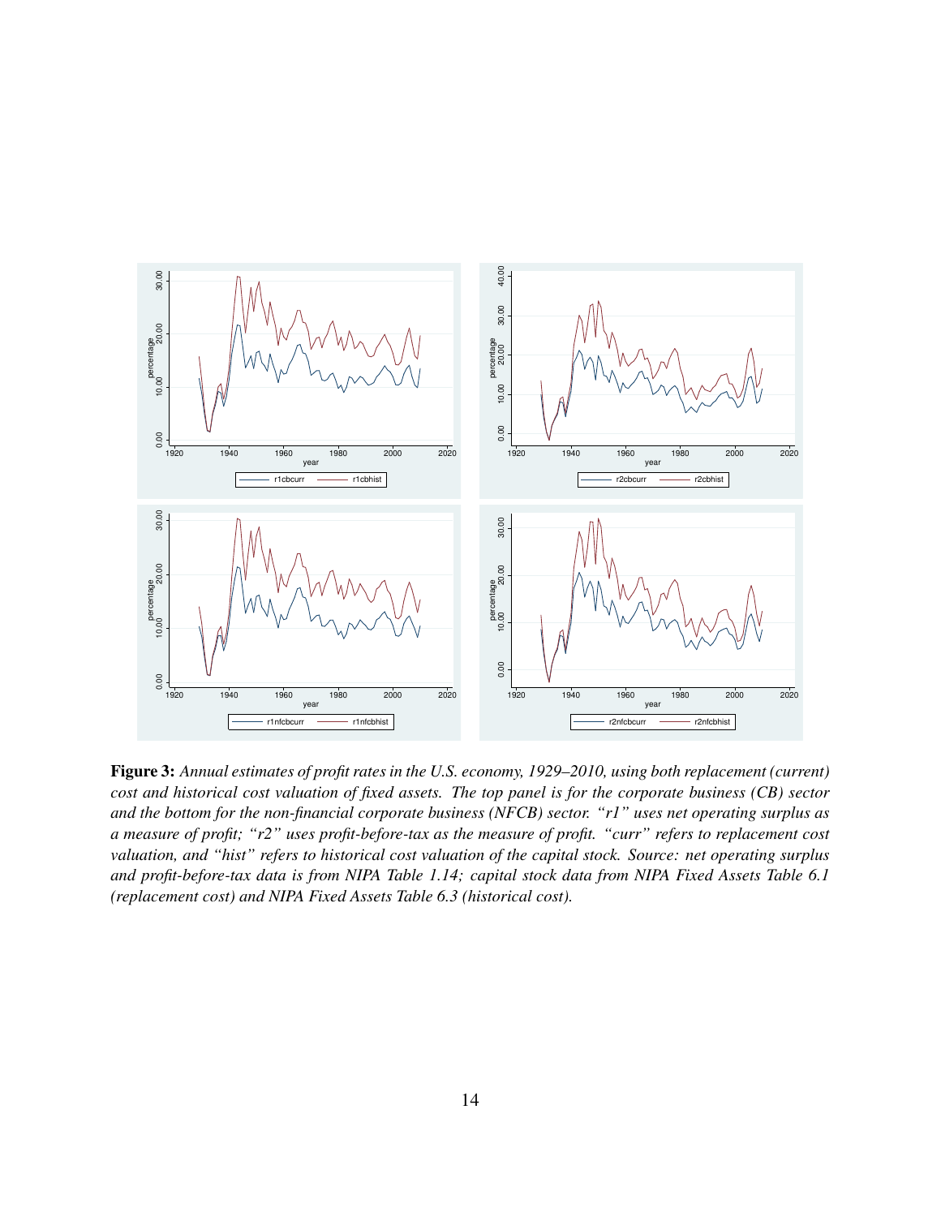**Figure 3:** *Annual estimates of profit rates in the U.S. economy, 1929–2010, using both replacement (current) cost and historical cost valuation of fixed assets. The top panel is for the corporate business (CB) sector and the bottom for the non-financial corporate business (NFCB) sector. "r1" uses net operating surplus as a measure of profit; "r2" uses profit-before-tax as the measure of profit. "curr" refers to replacement cost valuation, and "hist" refers to historical cost valuation of the capital stock. Source: net operating surplus and profit-before-tax data is from NIPA Table 1.14; capital stock data from NIPA Fixed Assets Table 6.1 (replacement cost) and NIPA Fixed Assets Table 6.3 (historical cost).*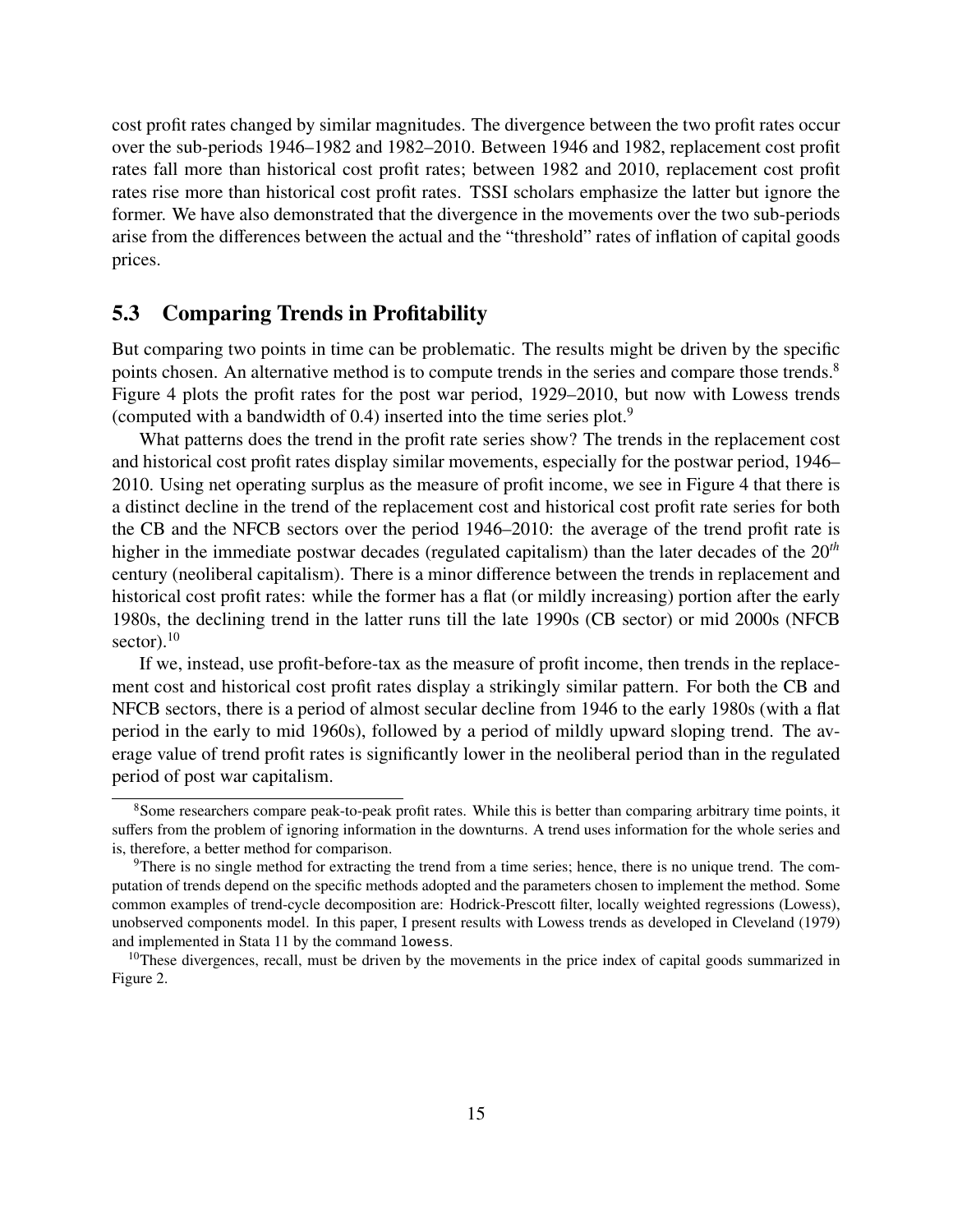cost profit rates changed by similar magnitudes. The divergence between the two profit rates occur over the sub-periods 1946–1982 and 1982–2010. Between 1946 and 1982, replacement cost profit rates fall more than historical cost profit rates; between 1982 and 2010, replacement cost profit rates rise more than historical cost profit rates. TSSI scholars emphasize the latter but ignore the former. We have also demonstrated that the divergence in the movements over the two sub-periods arise from the differences between the actual and the "threshold" rates of inflation of capital goods prices.

## 5.3 Comparing Trends in Profitability

But comparing two points in time can be problematic. The results might be driven by the specific points chosen. An alternative method is to compute trends in the series and compare those trends.[8] Figure 4 plots the profit rates for the post war period, 1929–2010, but now with Lowess trends (computed with a bandwidth of 0.4) inserted into the time series plot.[9]

What patterns does the trend in the profit rate series show? The trends in the replacement cost and historical cost profit rates display similar movements, especially for the postwar period, 1946–2010. Using net operating surplus as the measure of profit income, we see in Figure 4 that there is a distinct decline in the trend of the replacement cost and historical cost profit rate series for both the CB and the NFCB sectors over the period 1946–2010: the average of the trend profit rate is higher in the immediate postwar decades (regulated capitalism) than the later decades of the 20*th* century (neoliberal capitalism). There is a minor difference between the trends in replacement and historical cost profit rates: while the former has a flat (or mildly increasing) portion after the early 1980s, the declining trend in the latter runs till the late 1990s (CB sector) or mid 2000s (NFCB sector).[10]

If we, instead, use profit-before-tax as the measure of profit income, then trends in the replacement cost and historical cost profit rates display a strikingly similar pattern. For both the CB and NFCB sectors, there is a period of almost secular decline from 1946 to the early 1980s (with a flat period in the early to mid 1960s), followed by a period of mildly upward sloping trend. The average value of trend profit rates is significantly lower in the neoliberal period than in the regulated period of post war capitalism.

---

[8] Some researchers compare peak-to-peak profit rates. While this is better than comparing arbitrary time points, it suffers from the problem of ignoring information in the downturns. A trend uses information for the whole series and is, therefore, a better method for comparison.

[9] There is no single method for extracting the trend from a time series; hence, there is no unique trend. The computation of trends depend on the specific methods adopted and the parameters chosen to implement the method. Some common examples of trend-cycle decomposition are: Hodrick-Prescott filter, locally weighted regressions (Lowess), unobserved components model. In this paper, I present results with Lowess trends as developed in Cleveland (1979) and implemented in Stata 11 by the command `lowess`.

[10] These divergences, recall, must be driven by the movements in the price index of capital goods summarized in Figure 2.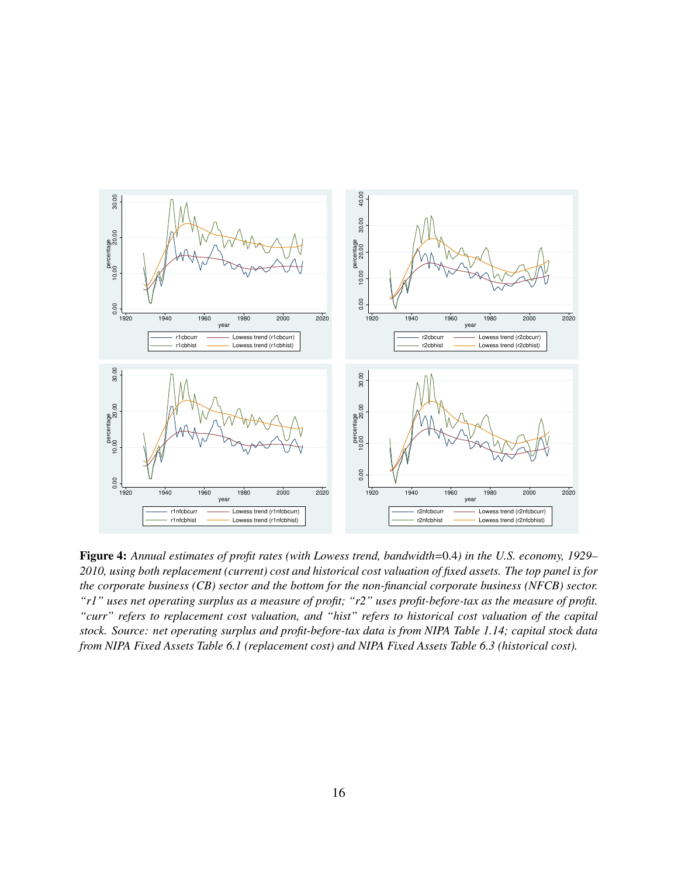**Figure 4:** *Annual estimates of profit rates (with Lowess trend, bandwidth=*0.4*) in the U.S. economy, 1929–2010, using both replacement (current) cost and historical cost valuation of fixed assets. The top panel is for the corporate business (CB) sector and the bottom for the non-financial corporate business (NFCB) sector. "r1" uses net operating surplus as a measure of profit; "r2" uses profit-before-tax as the measure of profit. "curr" refers to replacement cost valuation, and "hist" refers to historical cost valuation of the capital stock. Source: net operating surplus and profit-before-tax data is from NIPA Table 1.14; capital stock data from NIPA Fixed Assets Table 6.1 (replacement cost) and NIPA Fixed Assets Table 6.3 (historical cost).*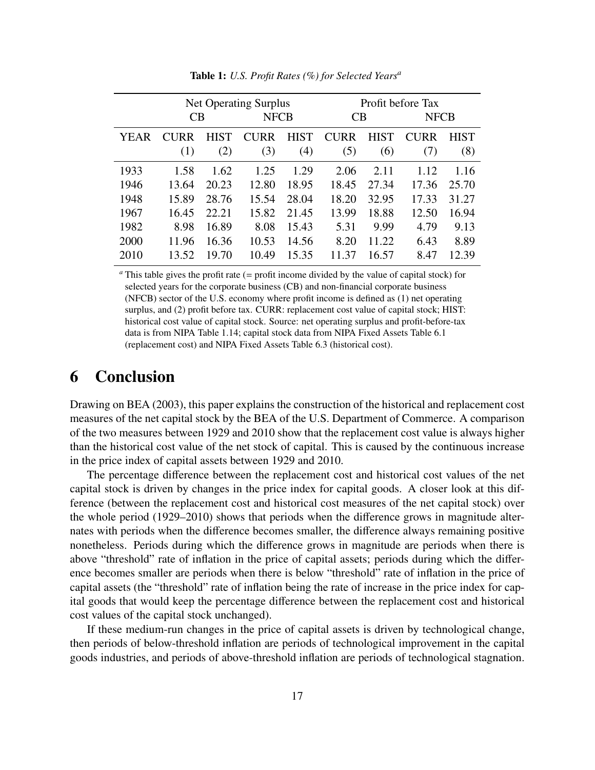**Table 1:** *U.S. Profit Rates (%) for Selected Years*[a]

| | Net Operating Surplus | | | | Profit before Tax | | | |
|---|---|---|---|---|---|---|---|---|
| | CB | | NFCB | | CB | | NFCB | |
| YEAR | CURR (1) | HIST (2) | CURR (3) | HIST (4) | CURR (5) | HIST (6) | CURR (7) | HIST (8) |
| 1933 | 1.58 | 1.62 | 1.25 | 1.29 | 2.06 | 2.11 | 1.12 | 1.16 |
| 1946 | 13.64 | 20.23 | 12.80 | 18.95 | 18.45 | 27.34 | 17.36 | 25.70 |
| 1948 | 15.89 | 28.76 | 15.54 | 28.04 | 18.20 | 32.95 | 17.33 | 31.27 |
| 1967 | 16.45 | 22.21 | 15.82 | 21.45 | 13.99 | 18.88 | 12.50 | 16.94 |
| 1982 | 8.98 | 16.89 | 8.08 | 15.43 | 5.31 | 9.99 | 4.79 | 9.13 |
| 2000 | 11.96 | 16.36 | 10.53 | 14.56 | 8.20 | 11.22 | 6.43 | 8.89 |
| 2010 | 13.52 | 19.70 | 10.49 | 15.35 | 11.37 | 16.57 | 8.47 | 12.39 |

[a] This table gives the profit rate (= profit income divided by the value of capital stock) for selected years for the corporate business (CB) and non-financial corporate business (NFCB) sector of the U.S. economy where profit income is defined as (1) net operating surplus, and (2) profit before tax. CURR: replacement cost value of capital stock; HIST: historical cost value of capital stock. Source: net operating surplus and profit-before-tax data is from NIPA Table 1.14; capital stock data from NIPA Fixed Assets Table 6.1 (replacement cost) and NIPA Fixed Assets Table 6.3 (historical cost).

# 6 Conclusion

Drawing on BEA (2003), this paper explains the construction of the historical and replacement cost measures of the net capital stock by the BEA of the U.S. Department of Commerce. A comparison of the two measures between 1929 and 2010 show that the replacement cost value is always higher than the historical cost value of the net stock of capital. This is caused by the continuous increase in the price index of capital assets between 1929 and 2010.

The percentage difference between the replacement cost and historical cost values of the net capital stock is driven by changes in the price index for capital goods. A closer look at this difference (between the replacement cost and historical cost measures of the net capital stock) over the whole period (1929–2010) shows that periods when the difference grows in magnitude alternates with periods when the difference becomes smaller, the difference always remaining positive nonetheless. Periods during which the difference grows in magnitude are periods when there is above "threshold" rate of inflation in the price of capital assets; periods during which the difference becomes smaller are periods when there is below "threshold" rate of inflation in the price of capital assets (the "threshold" rate of inflation being the rate of increase in the price index for capital goods that would keep the percentage difference between the replacement cost and historical cost values of the capital stock unchanged).

If these medium-run changes in the price of capital assets is driven by technological change, then periods of below-threshold inflation are periods of technological improvement in the capital goods industries, and periods of above-threshold inflation are periods of technological stagnation.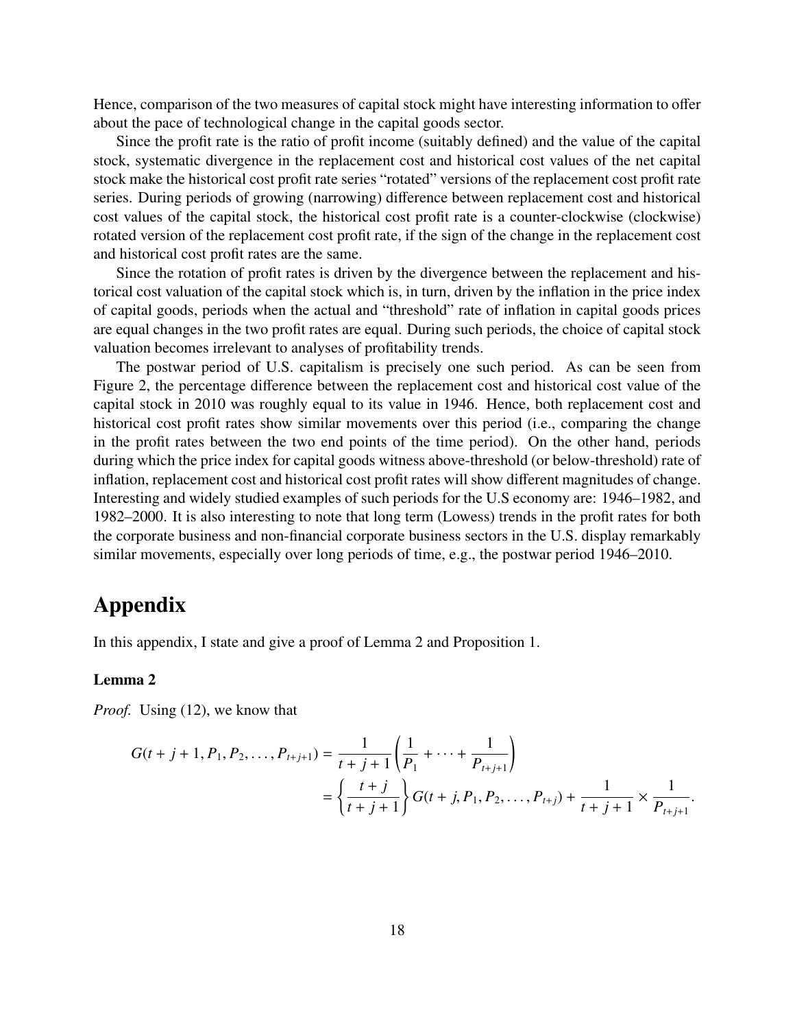Hence, comparison of the two measures of capital stock might have interesting information to offer about the pace of technological change in the capital goods sector.

Since the profit rate is the ratio of profit income (suitably defined) and the value of the capital stock, systematic divergence in the replacement cost and historical cost values of the net capital stock make the historical cost profit rate series "rotated" versions of the replacement cost profit rate series. During periods of growing (narrowing) difference between replacement cost and historical cost values of the capital stock, the historical cost profit rate is a counter-clockwise (clockwise) rotated version of the replacement cost profit rate, if the sign of the change in the replacement cost and historical cost profit rates are the same.

Since the rotation of profit rates is driven by the divergence between the replacement and historical cost valuation of the capital stock which is, in turn, driven by the inflation in the price index of capital goods, periods when the actual and "threshold" rate of inflation in capital goods prices are equal changes in the two profit rates are equal. During such periods, the choice of capital stock valuation becomes irrelevant to analyses of profitability trends.

The postwar period of U.S. capitalism is precisely one such period. As can be seen from Figure 2, the percentage difference between the replacement cost and historical cost value of the capital stock in 2010 was roughly equal to its value in 1946. Hence, both replacement cost and historical cost profit rates show similar movements over this period (i.e., comparing the change in the profit rates between the two end points of the time period). On the other hand, periods during which the price index for capital goods witness above-threshold (or below-threshold) rate of inflation, replacement cost and historical cost profit rates will show different magnitudes of change. Interesting and widely studied examples of such periods for the U.S economy are: 1946–1982, and 1982–2000. It is also interesting to note that long term (Lowess) trends in the profit rates for both the corporate business and non-financial corporate business sectors in the U.S. display remarkably similar movements, especially over long periods of time, e.g., the postwar period 1946–2010.

# Appendix

In this appendix, I state and give a proof of Lemma 2 and Proposition 1.

### Lemma 2

*Proof.* Using (12), we know that

$$
\begin{aligned}
G(t+j+1, P_1, P_2, \ldots, P_{t+j+1}) &= \frac{1}{t+j+1}\left(\frac{1}{P_1} + \cdots + \frac{1}{P_{t+j+1}}\right) \\
&= \left\{\frac{t+j}{t+j+1}\right\} G(t+j, P_1, P_2, \ldots, P_{t+j}) + \frac{1}{t+j+1} \times \frac{1}{P_{t+j+1}}.
\end{aligned}
$$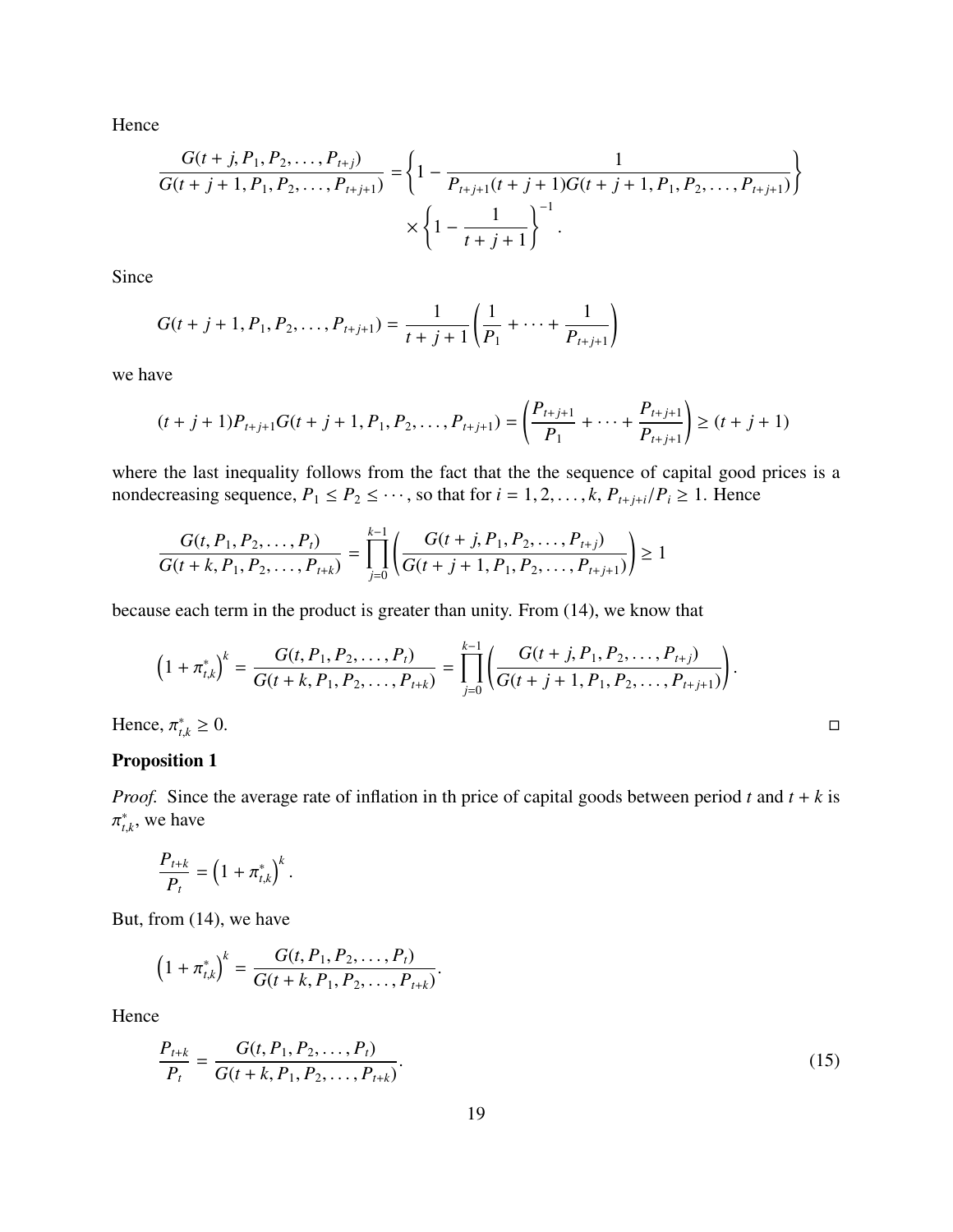Hence

$$\frac{G(t+j, P_1, P_2, \ldots, P_{t+j})}{G(t+j+1, P_1, P_2, \ldots, P_{t+j+1})} = \left\{1 - \frac{1}{P_{t+j+1}(t+j+1)G(t+j+1, P_1, P_2, \ldots, P_{t+j+1})}\right\} \times \left\{1 - \frac{1}{t+j+1}\right\}^{-1}.$$

Since

$$G(t+j+1, P_1, P_2, \ldots, P_{t+j+1}) = \frac{1}{t+j+1}\left(\frac{1}{P_1} + \cdots + \frac{1}{P_{t+j+1}}\right)$$

we have

$$(t+j+1)P_{t+j+1}G(t+j+1, P_1, P_2, \ldots, P_{t+j+1}) = \left(\frac{P_{t+j+1}}{P_1} + \cdots + \frac{P_{t+j+1}}{P_{t+j+1}}\right) \geq (t+j+1)$$

where the last inequality follows from the fact that the the sequence of capital good prices is a nondecreasing sequence, $P_1 \leq P_2 \leq \cdots$, so that for $i = 1, 2, \ldots, k$, $P_{t+j+i}/P_i \geq 1$. Hence

$$\frac{G(t, P_1, P_2, \ldots, P_t)}{G(t+k, P_1, P_2, \ldots, P_{t+k})} = \prod_{j=0}^{k-1}\left(\frac{G(t+j, P_1, P_2, \ldots, P_{t+j})}{G(t+j+1, P_1, P_2, \ldots, P_{t+j+1})}\right) \geq 1$$

because each term in the product is greater than unity. From (14), we know that

$$\left(1 + \pi^*_{t,k}\right)^k = \frac{G(t, P_1, P_2, \ldots, P_t)}{G(t+k, P_1, P_2, \ldots, P_{t+k})} = \prod_{j=0}^{k-1}\left(\frac{G(t+j, P_1, P_2, \ldots, P_{t+j})}{G(t+j+1, P_1, P_2, \ldots, P_{t+j+1})}\right).$$

Hence, $\pi^*_{t,k} \geq 0$. □

**Proposition 1**

*Proof.* Since the average rate of inflation in th price of capital goods between period $t$ and $t+k$ is $\pi^*_{t,k}$, we have

$$\frac{P_{t+k}}{P_t} = \left(1 + \pi^*_{t,k}\right)^k.$$

But, from (14), we have

$$\left(1 + \pi^*_{t,k}\right)^k = \frac{G(t, P_1, P_2, \ldots, P_t)}{G(t+k, P_1, P_2, \ldots, P_{t+k})}.$$

Hence

$$\frac{P_{t+k}}{P_t} = \frac{G(t, P_1, P_2, \ldots, P_t)}{G(t+k, P_1, P_2, \ldots, P_{t+k})}. \tag{15}$$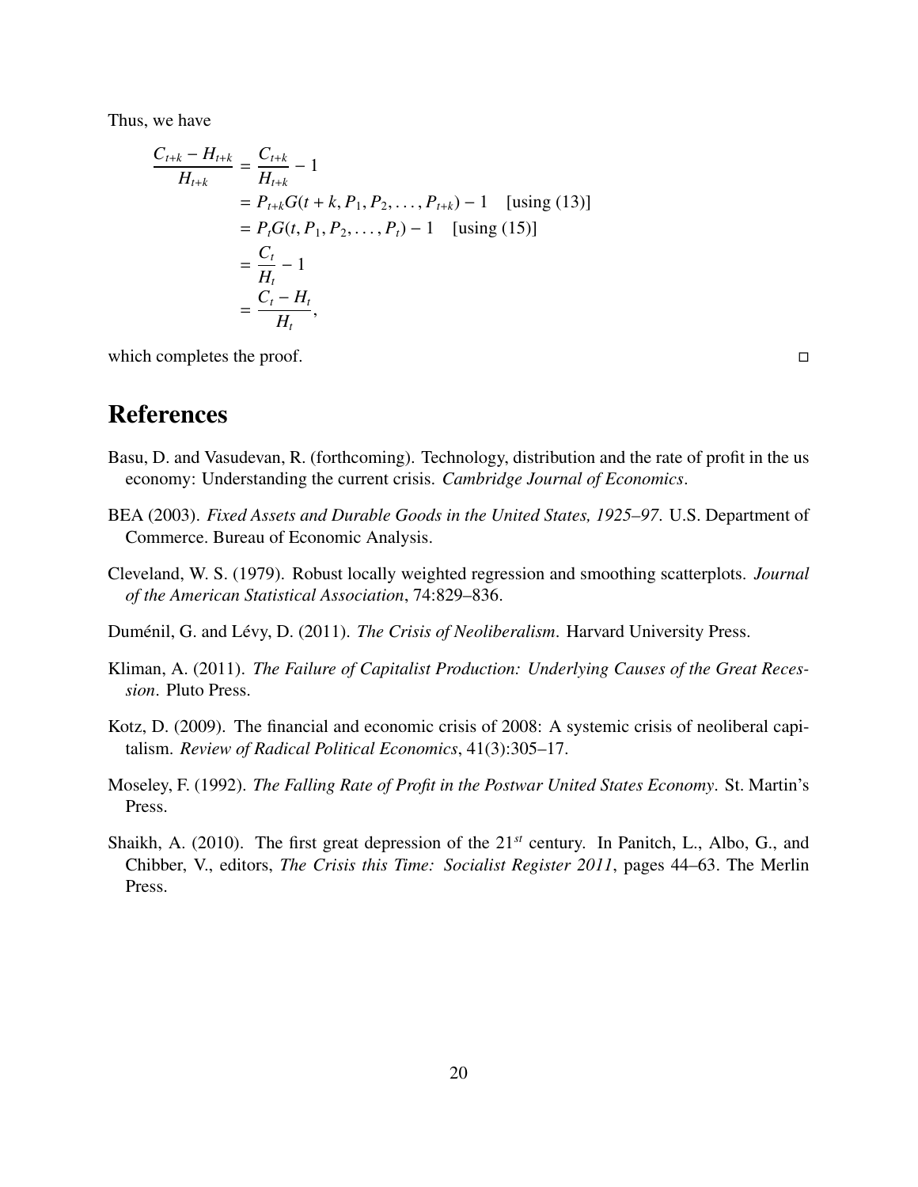Thus, we have

$$
\begin{aligned}
\frac{C_{t+k} - H_{t+k}}{H_{t+k}} &= \frac{C_{t+k}}{H_{t+k}} - 1 \\
&= P_{t+k} G(t+k, P_1, P_2, \ldots, P_{t+k}) - 1 \quad \text{[using (13)]} \\
&= P_t G(t, P_1, P_2, \ldots, P_t) - 1 \quad \text{[using (15)]} \\
&= \frac{C_t}{H_t} - 1 \\
&= \frac{C_t - H_t}{H_t},
\end{aligned}
$$

which completes the proof. □

# References

Basu, D. and Vasudevan, R. (forthcoming). Technology, distribution and the rate of profit in the us economy: Understanding the current crisis. *Cambridge Journal of Economics*.

BEA (2003). *Fixed Assets and Durable Goods in the United States, 1925–97*. U.S. Department of Commerce. Bureau of Economic Analysis.

Cleveland, W. S. (1979). Robust locally weighted regression and smoothing scatterplots. *Journal of the American Statistical Association*, 74:829–836.

Duménil, G. and Lévy, D. (2011). *The Crisis of Neoliberalism*. Harvard University Press.

Kliman, A. (2011). *The Failure of Capitalist Production: Underlying Causes of the Great Recession*. Pluto Press.

Kotz, D. (2009). The financial and economic crisis of 2008: A systemic crisis of neoliberal capitalism. *Review of Radical Political Economics*, 41(3):305–17.

Moseley, F. (1992). *The Falling Rate of Profit in the Postwar United States Economy*. St. Martin's Press.

Shaikh, A. (2010). The first great depression of the $21^{st}$ century. In Panitch, L., Albo, G., and Chibber, V., editors, *The Crisis this Time: Socialist Register 2011*, pages 44–63. The Merlin Press.